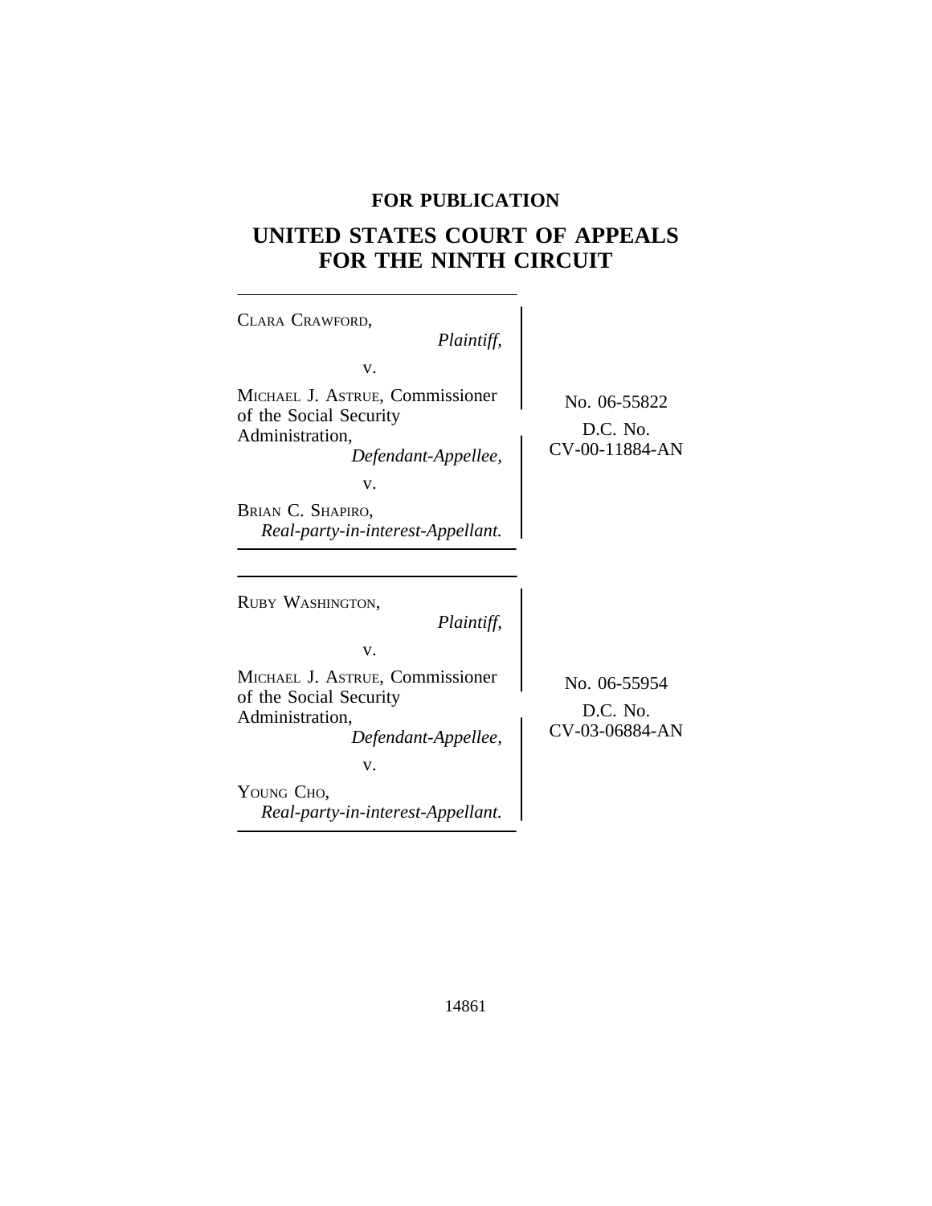**FOR PUBLICATION**

# UNITED STATES COURT OF APPEALS FOR THE NINTH CIRCUIT

CLARA CRAWFORD,
*Plaintiff,*

v.

MICHAEL J. ASTRUE, Commissioner of the Social Security Administration,
*Defendant-Appellee,*

v.

BRIAN C. SHAPIRO,
*Real-party-in-interest-Appellant.*

No. 06-55822

D.C. No. CV-00-11884-AN

---

RUBY WASHINGTON,
*Plaintiff,*

v.

MICHAEL J. ASTRUE, Commissioner of the Social Security Administration,
*Defendant-Appellee,*

v.

YOUNG CHO,
*Real-party-in-interest-Appellant.*

No. 06-55954

D.C. No. CV-03-06884-AN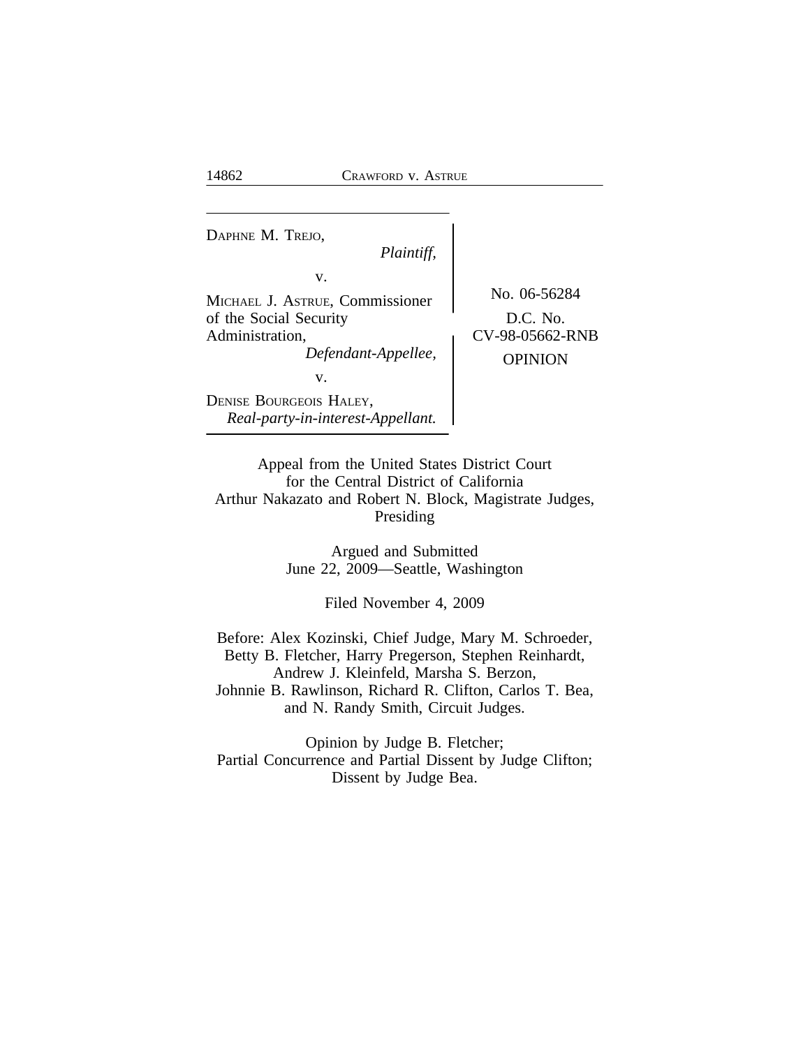| | |
|---|---|
| DAPHNE M. TREJO,<br>*Plaintiff,*<br>v.<br>MICHAEL J. ASTRUE, Commissioner of the Social Security Administration,<br>*Defendant-Appellee,*<br>v.<br>DENISE BOURGEOIS HALEY,<br>*Real-party-in-interest-Appellant.* | No. 06-56284<br>D.C. No.<br>CV-98-05662-RNB<br>OPINION |

Appeal from the United States District Court for the Central District of California
Arthur Nakazato and Robert N. Block, Magistrate Judges, Presiding

Argued and Submitted
June 22, 2009—Seattle, Washington

Filed November 4, 2009

Before: Alex Kozinski, Chief Judge, Mary M. Schroeder, Betty B. Fletcher, Harry Pregerson, Stephen Reinhardt, Andrew J. Kleinfeld, Marsha S. Berzon, Johnnie B. Rawlinson, Richard R. Clifton, Carlos T. Bea, and N. Randy Smith, Circuit Judges.

Opinion by Judge B. Fletcher;
Partial Concurrence and Partial Dissent by Judge Clifton;
Dissent by Judge Bea.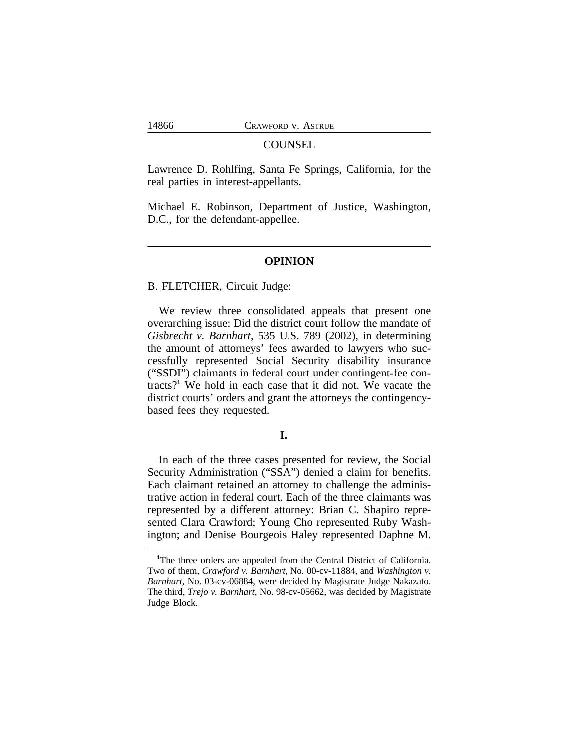## COUNSEL

Lawrence D. Rohlfing, Santa Fe Springs, California, for the real parties in interest-appellants.

Michael E. Robinson, Department of Justice, Washington, D.C., for the defendant-appellee.

---

## OPINION

B. FLETCHER, Circuit Judge:

We review three consolidated appeals that present one overarching issue: Did the district court follow the mandate of *Gisbrecht v. Barnhart*, 535 U.S. 789 (2002), in determining the amount of attorneys' fees awarded to lawyers who successfully represented Social Security disability insurance ("SSDI") claimants in federal court under contingent-fee contracts?[1] We hold in each case that it did not. We vacate the district courts' orders and grant the attorneys the contingency-based fees they requested.

### I.

In each of the three cases presented for review, the Social Security Administration ("SSA") denied a claim for benefits. Each claimant retained an attorney to challenge the administrative action in federal court. Each of the three claimants was represented by a different attorney: Brian C. Shapiro represented Clara Crawford; Young Cho represented Ruby Washington; and Denise Bourgeois Haley represented Daphne M.

---

[1]The three orders are appealed from the Central District of California. Two of them, *Crawford v. Barnhart*, No. 00-cv-11884, and *Washington v. Barnhart*, No. 03-cv-06884, were decided by Magistrate Judge Nakazato. The third, *Trejo v. Barnhart*, No. 98-cv-05662, was decided by Magistrate Judge Block.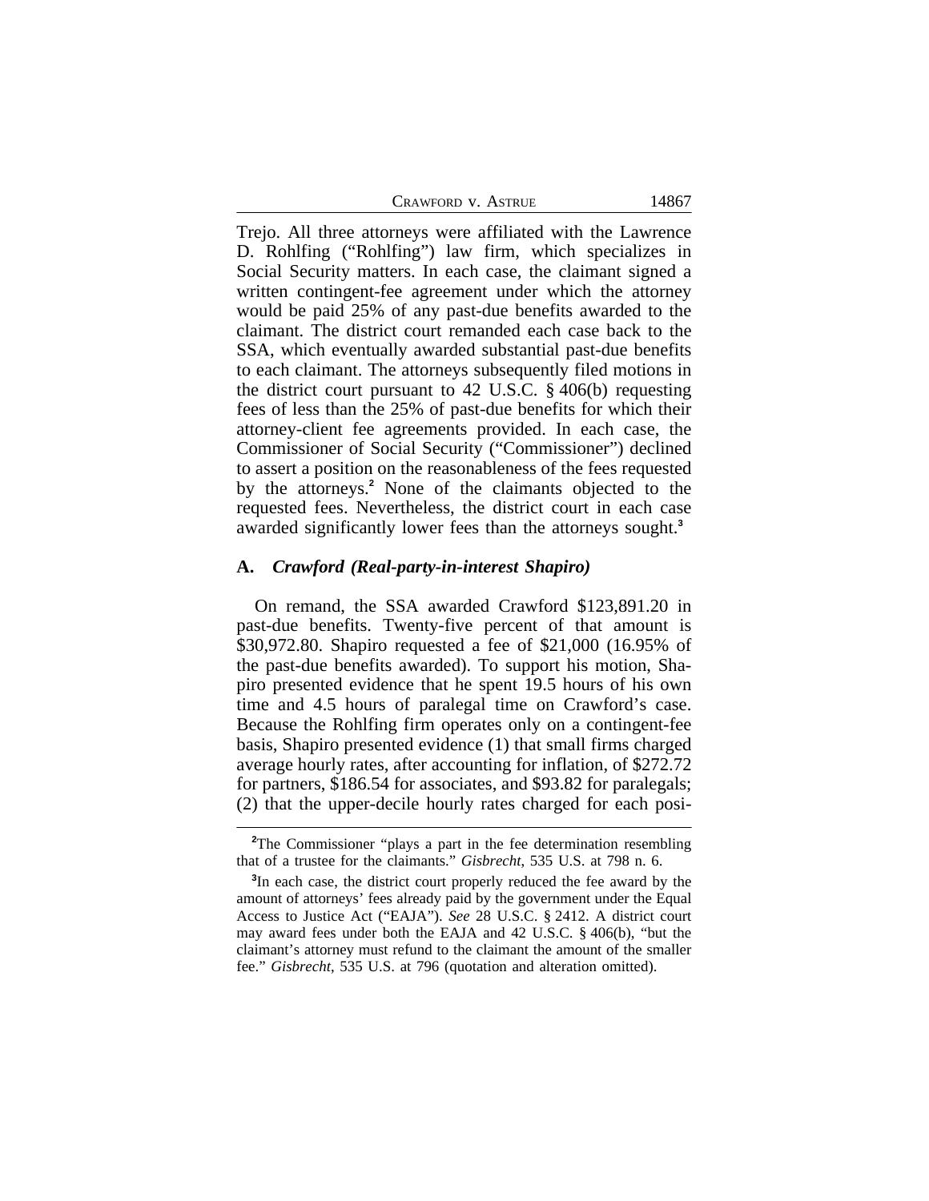Trejo. All three attorneys were affiliated with the Lawrence D. Rohlfing ("Rohlfing") law firm, which specializes in Social Security matters. In each case, the claimant signed a written contingent-fee agreement under which the attorney would be paid 25% of any past-due benefits awarded to the claimant. The district court remanded each case back to the SSA, which eventually awarded substantial past-due benefits to each claimant. The attorneys subsequently filed motions in the district court pursuant to 42 U.S.C. § 406(b) requesting fees of less than the 25% of past-due benefits for which their attorney-client fee agreements provided. In each case, the Commissioner of Social Security ("Commissioner") declined to assert a position on the reasonableness of the fees requested by the attorneys.[2] None of the claimants objected to the requested fees. Nevertheless, the district court in each case awarded significantly lower fees than the attorneys sought.[3]

### A. *Crawford (Real-party-in-interest Shapiro)*

On remand, the SSA awarded Crawford $123,891.20 in past-due benefits. Twenty-five percent of that amount is $30,972.80. Shapiro requested a fee of $21,000 (16.95% of the past-due benefits awarded). To support his motion, Shapiro presented evidence that he spent 19.5 hours of his own time and 4.5 hours of paralegal time on Crawford's case. Because the Rohlfing firm operates only on a contingent-fee basis, Shapiro presented evidence (1) that small firms charged average hourly rates, after accounting for inflation, of $272.72 for partners, $186.54 for associates, and $93.82 for paralegals; (2) that the upper-decile hourly rates charged for each posi-

---

[2]The Commissioner "plays a part in the fee determination resembling that of a trustee for the claimants." *Gisbrecht*, 535 U.S. at 798 n. 6.

[3]In each case, the district court properly reduced the fee award by the amount of attorneys' fees already paid by the government under the Equal Access to Justice Act ("EAJA"). *See* 28 U.S.C. § 2412. A district court may award fees under both the EAJA and 42 U.S.C. § 406(b), "but the claimant's attorney must refund to the claimant the amount of the smaller fee." *Gisbrecht*, 535 U.S. at 796 (quotation and alteration omitted).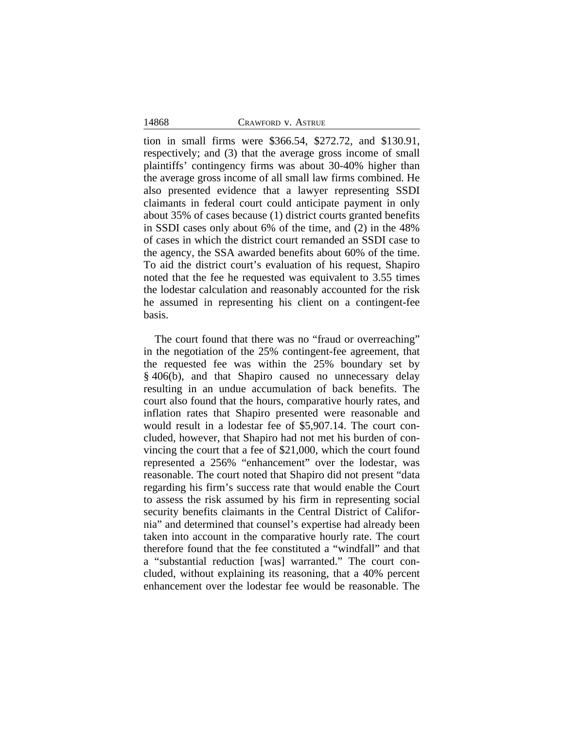tion in small firms were $366.54, $272.72, and $130.91, respectively; and (3) that the average gross income of small plaintiffs' contingency firms was about 30-40% higher than the average gross income of all small law firms combined. He also presented evidence that a lawyer representing SSDI claimants in federal court could anticipate payment in only about 35% of cases because (1) district courts granted benefits in SSDI cases only about 6% of the time, and (2) in the 48% of cases in which the district court remanded an SSDI case to the agency, the SSA awarded benefits about 60% of the time. To aid the district court's evaluation of his request, Shapiro noted that the fee he requested was equivalent to 3.55 times the lodestar calculation and reasonably accounted for the risk he assumed in representing his client on a contingent-fee basis.

The court found that there was no "fraud or overreaching" in the negotiation of the 25% contingent-fee agreement, that the requested fee was within the 25% boundary set by § 406(b), and that Shapiro caused no unnecessary delay resulting in an undue accumulation of back benefits. The court also found that the hours, comparative hourly rates, and inflation rates that Shapiro presented were reasonable and would result in a lodestar fee of $5,907.14. The court concluded, however, that Shapiro had not met his burden of convincing the court that a fee of $21,000, which the court found represented a 256% "enhancement" over the lodestar, was reasonable. The court noted that Shapiro did not present "data regarding his firm's success rate that would enable the Court to assess the risk assumed by his firm in representing social security benefits claimants in the Central District of California" and determined that counsel's expertise had already been taken into account in the comparative hourly rate. The court therefore found that the fee constituted a "windfall" and that a "substantial reduction [was] warranted." The court concluded, without explaining its reasoning, that a 40% percent enhancement over the lodestar fee would be reasonable. The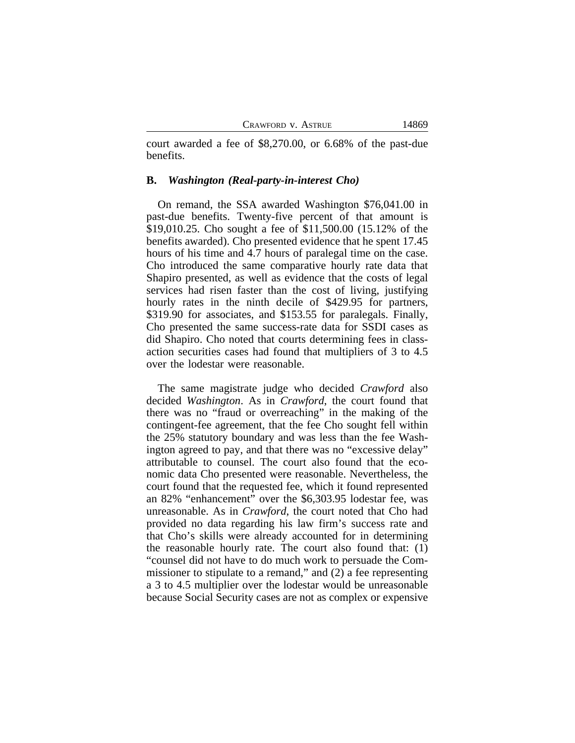court awarded a fee of $8,270.00, or 6.68% of the past-due benefits.

**B.** ***Washington (Real-party-in-interest Cho)***

On remand, the SSA awarded Washington $76,041.00 in past-due benefits. Twenty-five percent of that amount is $19,010.25. Cho sought a fee of $11,500.00 (15.12% of the benefits awarded). Cho presented evidence that he spent 17.45 hours of his time and 4.7 hours of paralegal time on the case. Cho introduced the same comparative hourly rate data that Shapiro presented, as well as evidence that the costs of legal services had risen faster than the cost of living, justifying hourly rates in the ninth decile of $429.95 for partners, $319.90 for associates, and $153.55 for paralegals. Finally, Cho presented the same success-rate data for SSDI cases as did Shapiro. Cho noted that courts determining fees in class-action securities cases had found that multipliers of 3 to 4.5 over the lodestar were reasonable.

The same magistrate judge who decided *Crawford* also decided *Washington*. As in *Crawford*, the court found that there was no "fraud or overreaching" in the making of the contingent-fee agreement, that the fee Cho sought fell within the 25% statutory boundary and was less than the fee Washington agreed to pay, and that there was no "excessive delay" attributable to counsel. The court also found that the economic data Cho presented were reasonable. Nevertheless, the court found that the requested fee, which it found represented an 82% "enhancement" over the $6,303.95 lodestar fee, was unreasonable. As in *Crawford*, the court noted that Cho had provided no data regarding his law firm's success rate and that Cho's skills were already accounted for in determining the reasonable hourly rate. The court also found that: (1) "counsel did not have to do much work to persuade the Commissioner to stipulate to a remand," and (2) a fee representing a 3 to 4.5 multiplier over the lodestar would be unreasonable because Social Security cases are not as complex or expensive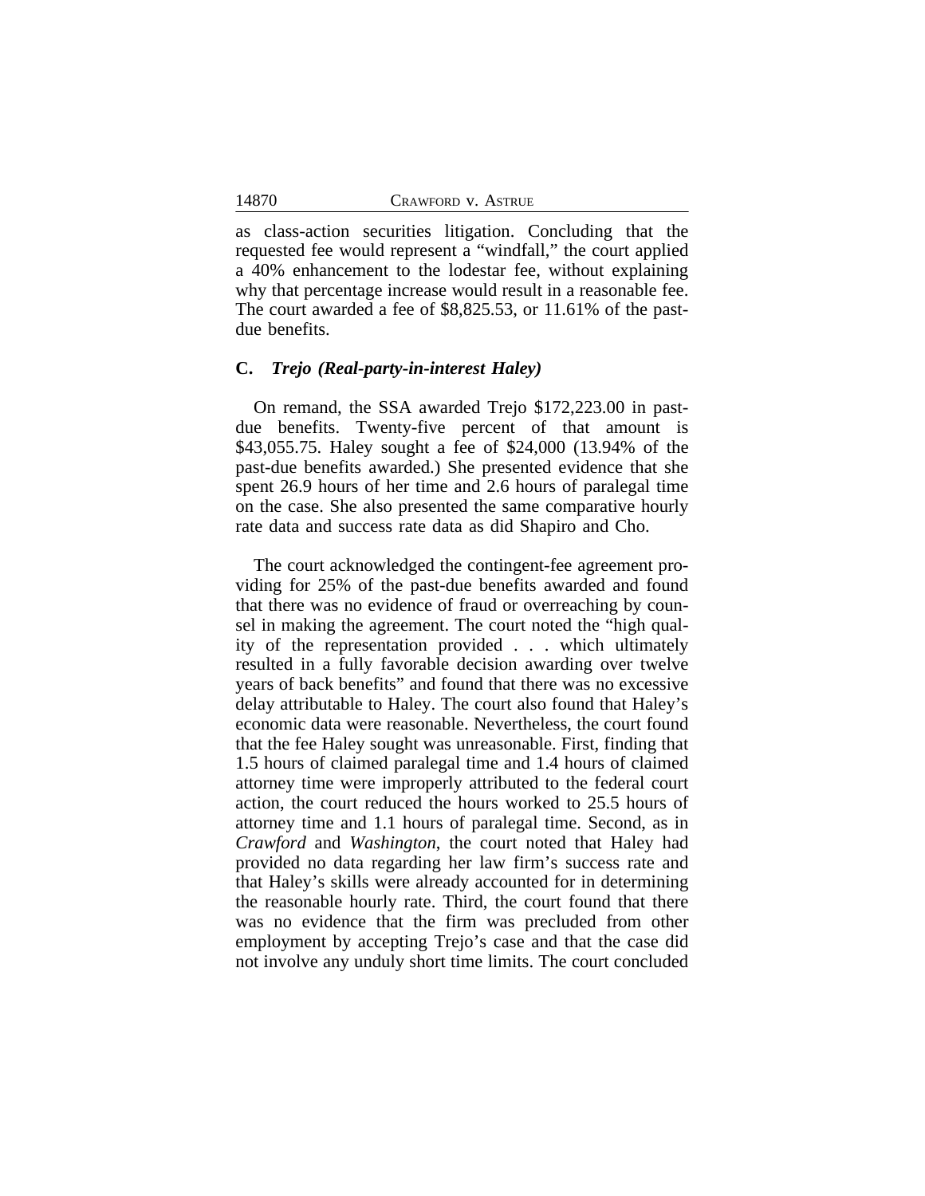as class-action securities litigation. Concluding that the requested fee would represent a "windfall," the court applied a 40% enhancement to the lodestar fee, without explaining why that percentage increase would result in a reasonable fee. The court awarded a fee of $8,825.53, or 11.61% of the past-due benefits.

### C. *Trejo (Real-party-in-interest Haley)*

On remand, the SSA awarded Trejo $172,223.00 in past-due benefits. Twenty-five percent of that amount is $43,055.75. Haley sought a fee of $24,000 (13.94% of the past-due benefits awarded.) She presented evidence that she spent 26.9 hours of her time and 2.6 hours of paralegal time on the case. She also presented the same comparative hourly rate data and success rate data as did Shapiro and Cho.

The court acknowledged the contingent-fee agreement providing for 25% of the past-due benefits awarded and found that there was no evidence of fraud or overreaching by counsel in making the agreement. The court noted the "high quality of the representation provided . . . which ultimately resulted in a fully favorable decision awarding over twelve years of back benefits" and found that there was no excessive delay attributable to Haley. The court also found that Haley's economic data were reasonable. Nevertheless, the court found that the fee Haley sought was unreasonable. First, finding that 1.5 hours of claimed paralegal time and 1.4 hours of claimed attorney time were improperly attributed to the federal court action, the court reduced the hours worked to 25.5 hours of attorney time and 1.1 hours of paralegal time. Second, as in *Crawford* and *Washington*, the court noted that Haley had provided no data regarding her law firm's success rate and that Haley's skills were already accounted for in determining the reasonable hourly rate. Third, the court found that there was no evidence that the firm was precluded from other employment by accepting Trejo's case and that the case did not involve any unduly short time limits. The court concluded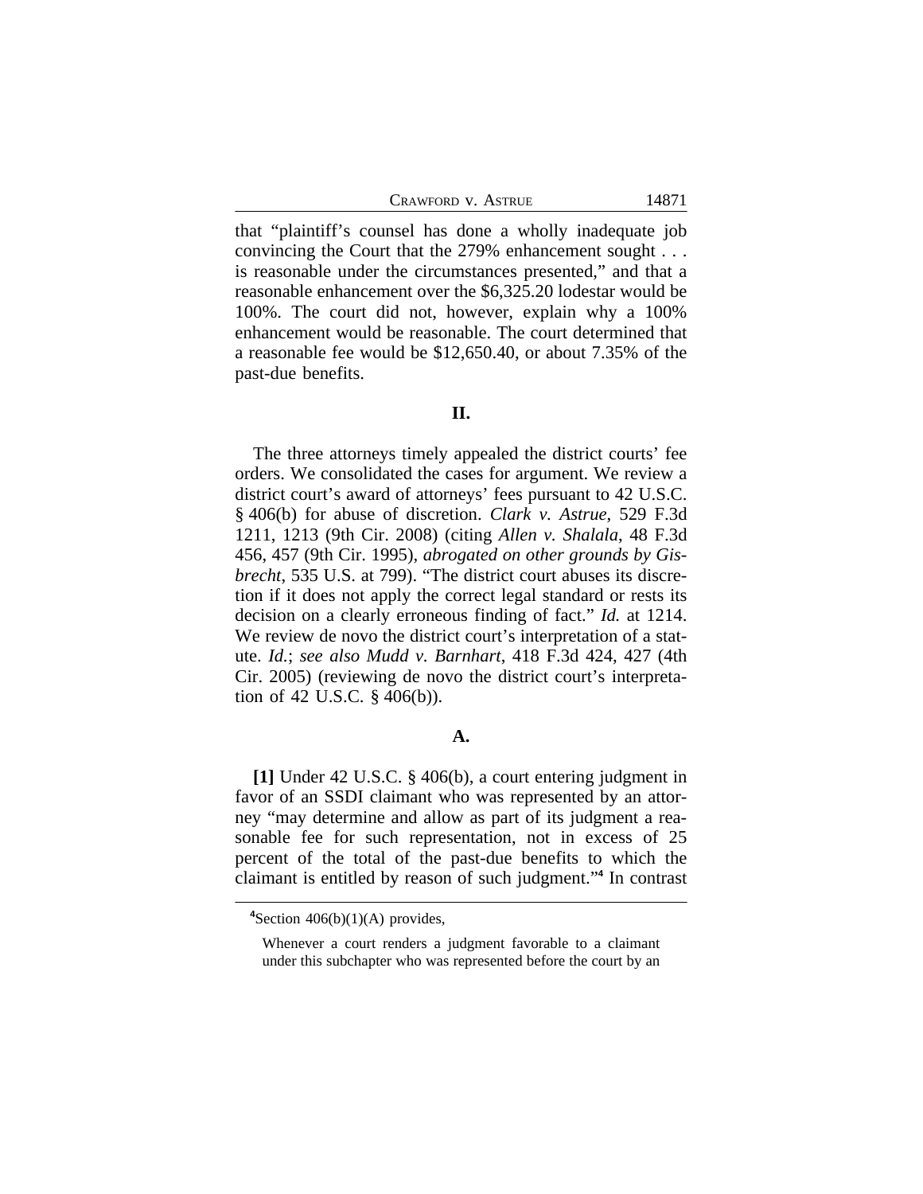that "plaintiff's counsel has done a wholly inadequate job convincing the Court that the 279% enhancement sought . . . is reasonable under the circumstances presented," and that a reasonable enhancement over the $6,325.20 lodestar would be 100%. The court did not, however, explain why a 100% enhancement would be reasonable. The court determined that a reasonable fee would be $12,650.40, or about 7.35% of the past-due benefits.

## II.

The three attorneys timely appealed the district courts' fee orders. We consolidated the cases for argument. We review a district court's award of attorneys' fees pursuant to 42 U.S.C. § 406(b) for abuse of discretion. *Clark v. Astrue*, 529 F.3d 1211, 1213 (9th Cir. 2008) (citing *Allen v. Shalala*, 48 F.3d 456, 457 (9th Cir. 1995), *abrogated on other grounds by Gisbrecht*, 535 U.S. at 799). "The district court abuses its discretion if it does not apply the correct legal standard or rests its decision on a clearly erroneous finding of fact." *Id.* at 1214. We review de novo the district court's interpretation of a statute. *Id.*; *see also Mudd v. Barnhart*, 418 F.3d 424, 427 (4th Cir. 2005) (reviewing de novo the district court's interpretation of 42 U.S.C. § 406(b)).

### A.

**[1]** Under 42 U.S.C. § 406(b), a court entering judgment in favor of an SSDI claimant who was represented by an attorney "may determine and allow as part of its judgment a reasonable fee for such representation, not in excess of 25 percent of the total of the past-due benefits to which the claimant is entitled by reason of such judgment."[4] In contrast

---

[4]Section 406(b)(1)(A) provides,

> Whenever a court renders a judgment favorable to a claimant under this subchapter who was represented before the court by an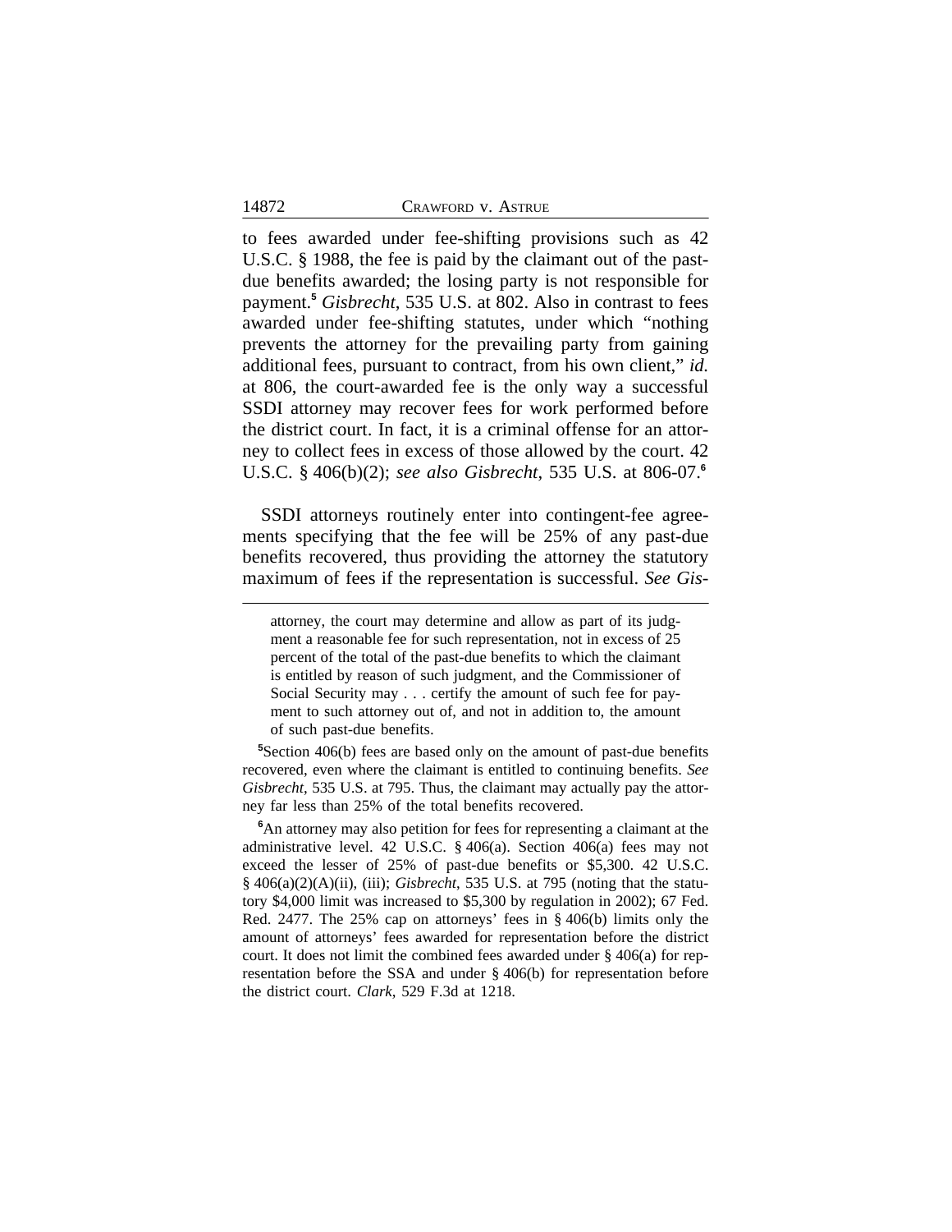to fees awarded under fee-shifting provisions such as 42 U.S.C. § 1988, the fee is paid by the claimant out of the past-due benefits awarded; the losing party is not responsible for payment.[5] *Gisbrecht*, 535 U.S. at 802. Also in contrast to fees awarded under fee-shifting statutes, under which "nothing prevents the attorney for the prevailing party from gaining additional fees, pursuant to contract, from his own client," *id.* at 806, the court-awarded fee is the only way a successful SSDI attorney may recover fees for work performed before the district court. In fact, it is a criminal offense for an attorney to collect fees in excess of those allowed by the court. 42 U.S.C. § 406(b)(2); *see also Gisbrecht*, 535 U.S. at 806-07.[6]

SSDI attorneys routinely enter into contingent-fee agreements specifying that the fee will be 25% of any past-due benefits recovered, thus providing the attorney the statutory maximum of fees if the representation is successful. *See Gis-*

---

attorney, the court may determine and allow as part of its judgment a reasonable fee for such representation, not in excess of 25 percent of the total of the past-due benefits to which the claimant is entitled by reason of such judgment, and the Commissioner of Social Security may . . . certify the amount of such fee for payment to such attorney out of, and not in addition to, the amount of such past-due benefits.

[5]Section 406(b) fees are based only on the amount of past-due benefits recovered, even where the claimant is entitled to continuing benefits. *See Gisbrecht*, 535 U.S. at 795. Thus, the claimant may actually pay the attorney far less than 25% of the total benefits recovered.

[6]An attorney may also petition for fees for representing a claimant at the administrative level. 42 U.S.C. § 406(a). Section 406(a) fees may not exceed the lesser of 25% of past-due benefits or $5,300. 42 U.S.C. § 406(a)(2)(A)(ii), (iii); *Gisbrecht*, 535 U.S. at 795 (noting that the statutory $4,000 limit was increased to $5,300 by regulation in 2002); 67 Fed. Red. 2477. The 25% cap on attorneys' fees in § 406(b) limits only the amount of attorneys' fees awarded for representation before the district court. It does not limit the combined fees awarded under § 406(a) for representation before the SSA and under § 406(b) for representation before the district court. *Clark*, 529 F.3d at 1218.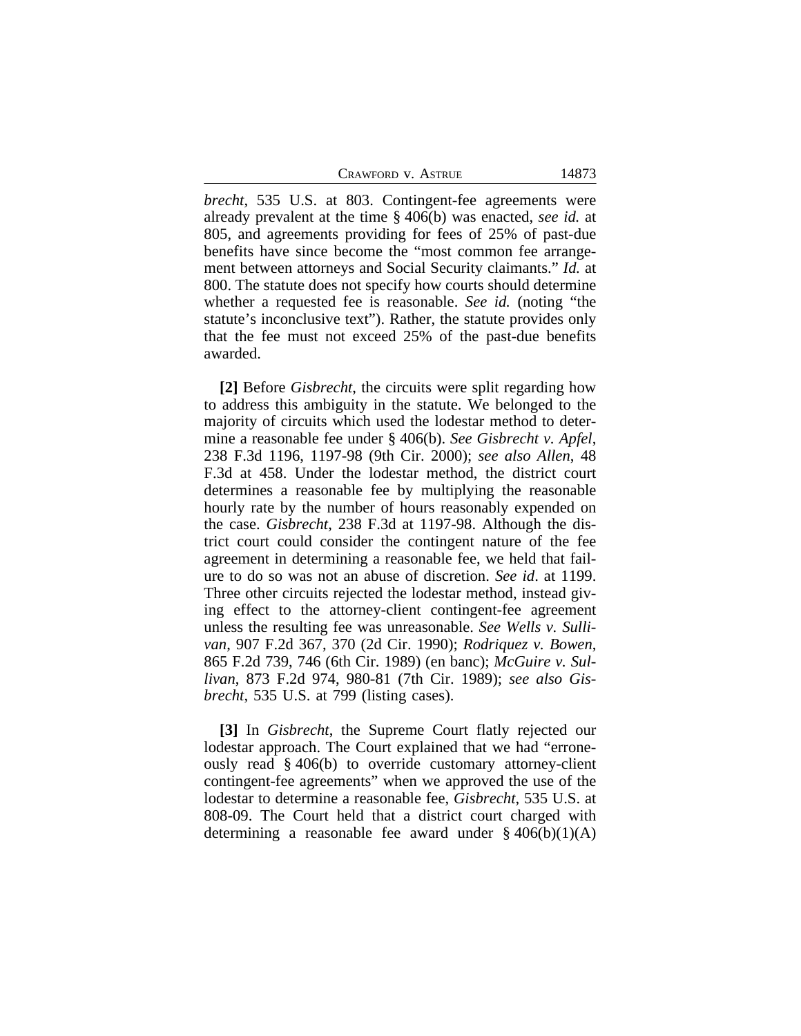*brecht*, 535 U.S. at 803. Contingent-fee agreements were already prevalent at the time § 406(b) was enacted, *see id.* at 805, and agreements providing for fees of 25% of past-due benefits have since become the "most common fee arrangement between attorneys and Social Security claimants." *Id.* at 800. The statute does not specify how courts should determine whether a requested fee is reasonable. *See id.* (noting "the statute's inconclusive text"). Rather, the statute provides only that the fee must not exceed 25% of the past-due benefits awarded.

**[2]** Before *Gisbrecht*, the circuits were split regarding how to address this ambiguity in the statute. We belonged to the majority of circuits which used the lodestar method to determine a reasonable fee under § 406(b). *See Gisbrecht v. Apfel*, 238 F.3d 1196, 1197-98 (9th Cir. 2000); *see also Allen*, 48 F.3d at 458. Under the lodestar method, the district court determines a reasonable fee by multiplying the reasonable hourly rate by the number of hours reasonably expended on the case. *Gisbrecht*, 238 F.3d at 1197-98. Although the district court could consider the contingent nature of the fee agreement in determining a reasonable fee, we held that failure to do so was not an abuse of discretion. *See id*. at 1199. Three other circuits rejected the lodestar method, instead giving effect to the attorney-client contingent-fee agreement unless the resulting fee was unreasonable. *See Wells v. Sullivan*, 907 F.2d 367, 370 (2d Cir. 1990); *Rodriquez v. Bowen*, 865 F.2d 739, 746 (6th Cir. 1989) (en banc); *McGuire v. Sullivan*, 873 F.2d 974, 980-81 (7th Cir. 1989); *see also Gisbrecht*, 535 U.S. at 799 (listing cases).

**[3]** In *Gisbrecht*, the Supreme Court flatly rejected our lodestar approach. The Court explained that we had "erroneously read § 406(b) to override customary attorney-client contingent-fee agreements" when we approved the use of the lodestar to determine a reasonable fee, *Gisbrecht*, 535 U.S. at 808-09. The Court held that a district court charged with determining a reasonable fee award under § 406(b)(1)(A)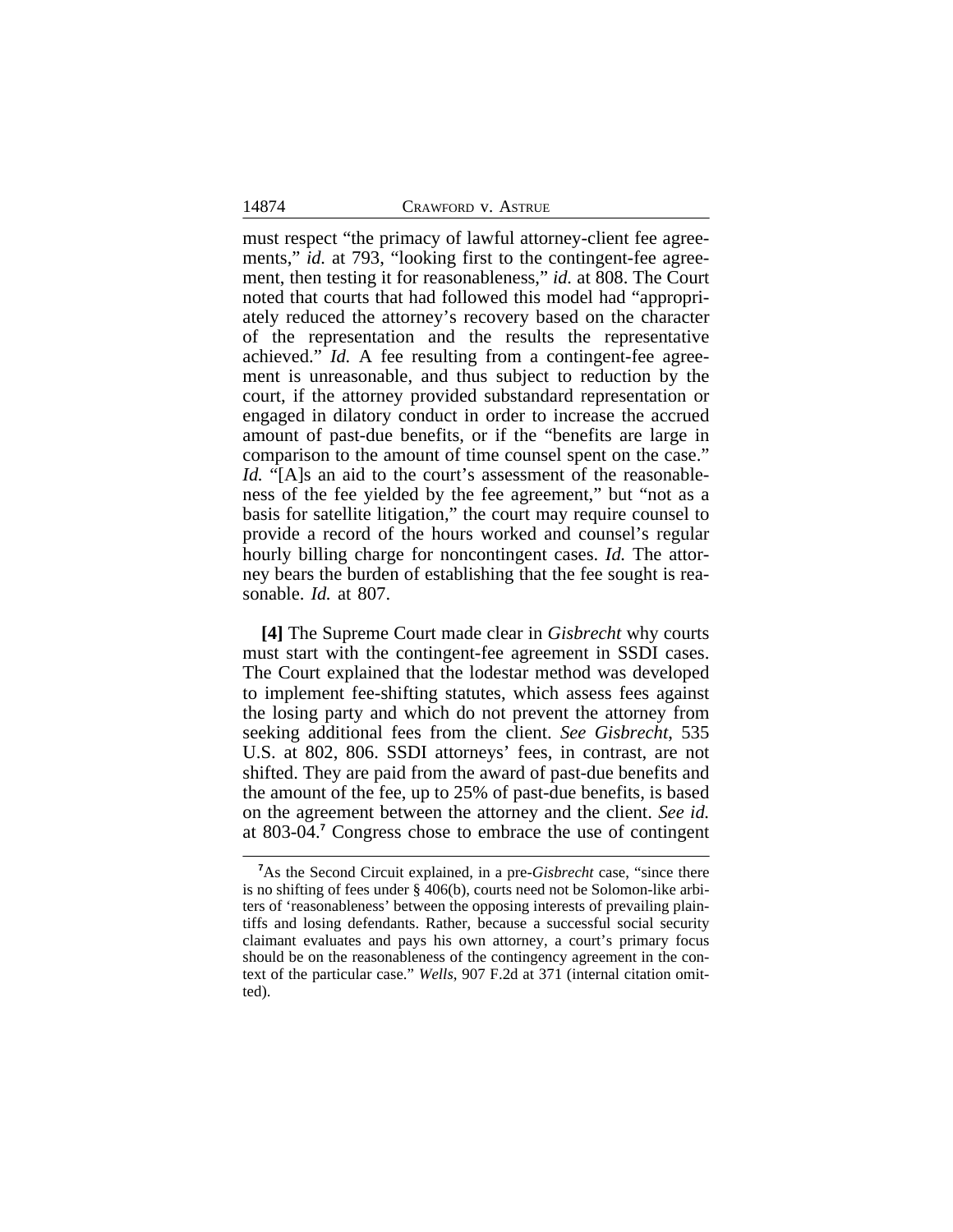must respect "the primacy of lawful attorney-client fee agreements," *id.* at 793, "looking first to the contingent-fee agreement, then testing it for reasonableness," *id.* at 808. The Court noted that courts that had followed this model had "appropriately reduced the attorney's recovery based on the character of the representation and the results the representative achieved." *Id.* A fee resulting from a contingent-fee agreement is unreasonable, and thus subject to reduction by the court, if the attorney provided substandard representation or engaged in dilatory conduct in order to increase the accrued amount of past-due benefits, or if the "benefits are large in comparison to the amount of time counsel spent on the case." *Id.* "[A]s an aid to the court's assessment of the reasonableness of the fee yielded by the fee agreement," but "not as a basis for satellite litigation," the court may require counsel to provide a record of the hours worked and counsel's regular hourly billing charge for noncontingent cases. *Id.* The attorney bears the burden of establishing that the fee sought is reasonable. *Id.* at 807.

**[4]** The Supreme Court made clear in *Gisbrecht* why courts must start with the contingent-fee agreement in SSDI cases. The Court explained that the lodestar method was developed to implement fee-shifting statutes, which assess fees against the losing party and which do not prevent the attorney from seeking additional fees from the client. *See Gisbrecht*, 535 U.S. at 802, 806. SSDI attorneys' fees, in contrast, are not shifted. They are paid from the award of past-due benefits and the amount of the fee, up to 25% of past-due benefits, is based on the agreement between the attorney and the client. *See id.* at 803-04.[7] Congress chose to embrace the use of contingent

[7]As the Second Circuit explained, in a pre-*Gisbrecht* case, "since there is no shifting of fees under § 406(b), courts need not be Solomon-like arbiters of 'reasonableness' between the opposing interests of prevailing plaintiffs and losing defendants. Rather, because a successful social security claimant evaluates and pays his own attorney, a court's primary focus should be on the reasonableness of the contingency agreement in the context of the particular case." *Wells*, 907 F.2d at 371 (internal citation omitted).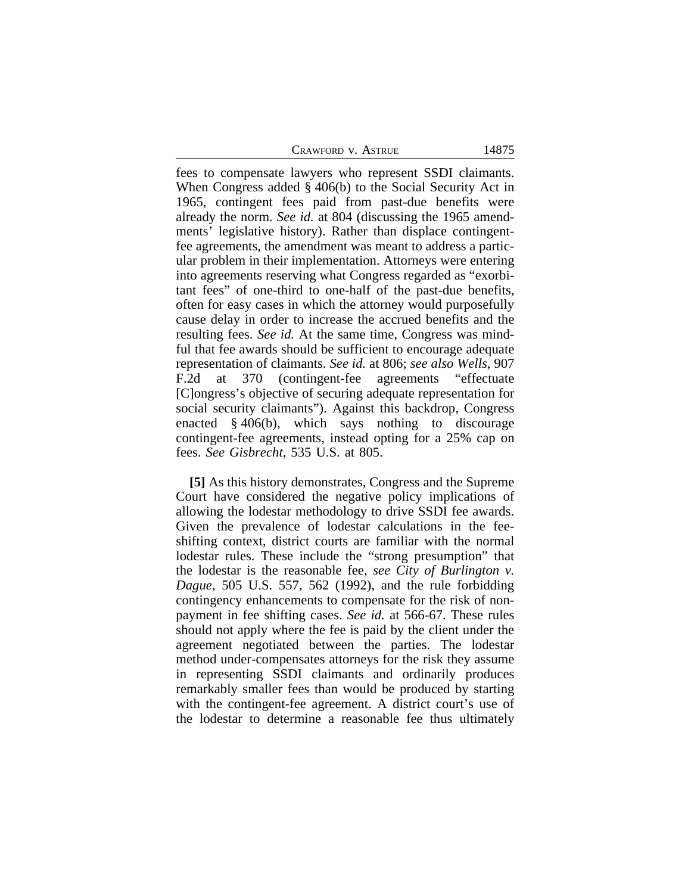fees to compensate lawyers who represent SSDI claimants. When Congress added § 406(b) to the Social Security Act in 1965, contingent fees paid from past-due benefits were already the norm. *See id.* at 804 (discussing the 1965 amendments' legislative history). Rather than displace contingent-fee agreements, the amendment was meant to address a particular problem in their implementation. Attorneys were entering into agreements reserving what Congress regarded as "exorbitant fees" of one-third to one-half of the past-due benefits, often for easy cases in which the attorney would purposefully cause delay in order to increase the accrued benefits and the resulting fees. *See id.* At the same time, Congress was mindful that fee awards should be sufficient to encourage adequate representation of claimants. *See id.* at 806; *see also Wells*, 907 F.2d at 370 (contingent-fee agreements "effectuate [C]ongress's objective of securing adequate representation for social security claimants"). Against this backdrop, Congress enacted § 406(b), which says nothing to discourage contingent-fee agreements, instead opting for a 25% cap on fees. *See Gisbrecht*, 535 U.S. at 805.

**[5]** As this history demonstrates, Congress and the Supreme Court have considered the negative policy implications of allowing the lodestar methodology to drive SSDI fee awards. Given the prevalence of lodestar calculations in the fee-shifting context, district courts are familiar with the normal lodestar rules. These include the "strong presumption" that the lodestar is the reasonable fee, *see City of Burlington v. Dague*, 505 U.S. 557, 562 (1992), and the rule forbidding contingency enhancements to compensate for the risk of nonpayment in fee shifting cases. *See id.* at 566-67. These rules should not apply where the fee is paid by the client under the agreement negotiated between the parties. The lodestar method under-compensates attorneys for the risk they assume in representing SSDI claimants and ordinarily produces remarkably smaller fees than would be produced by starting with the contingent-fee agreement. A district court's use of the lodestar to determine a reasonable fee thus ultimately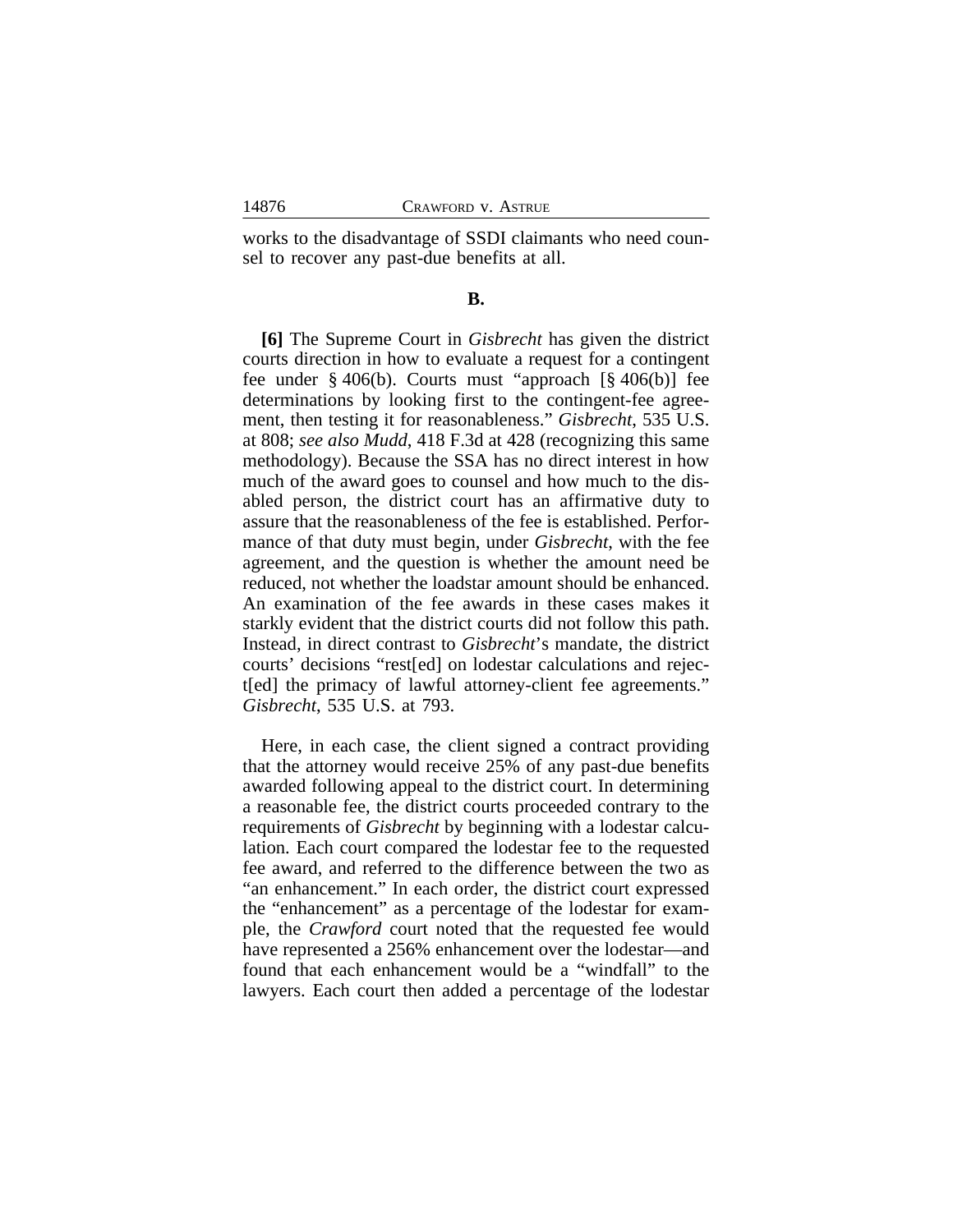works to the disadvantage of SSDI claimants who need counsel to recover any past-due benefits at all.

## B.

**[6]** The Supreme Court in *Gisbrecht* has given the district courts direction in how to evaluate a request for a contingent fee under § 406(b). Courts must "approach [§ 406(b)] fee determinations by looking first to the contingent-fee agreement, then testing it for reasonableness." *Gisbrecht*, 535 U.S. at 808; *see also Mudd*, 418 F.3d at 428 (recognizing this same methodology). Because the SSA has no direct interest in how much of the award goes to counsel and how much to the disabled person, the district court has an affirmative duty to assure that the reasonableness of the fee is established. Performance of that duty must begin, under *Gisbrecht*, with the fee agreement, and the question is whether the amount need be reduced, not whether the loadstar amount should be enhanced. An examination of the fee awards in these cases makes it starkly evident that the district courts did not follow this path. Instead, in direct contrast to *Gisbrecht*'s mandate, the district courts' decisions "rest[ed] on lodestar calculations and reject[ed] the primacy of lawful attorney-client fee agreements." *Gisbrecht*, 535 U.S. at 793.

Here, in each case, the client signed a contract providing that the attorney would receive 25% of any past-due benefits awarded following appeal to the district court. In determining a reasonable fee, the district courts proceeded contrary to the requirements of *Gisbrecht* by beginning with a lodestar calculation. Each court compared the lodestar fee to the requested fee award, and referred to the difference between the two as "an enhancement." In each order, the district court expressed the "enhancement" as a percentage of the lodestar for example, the *Crawford* court noted that the requested fee would have represented a 256% enhancement over the lodestar—and found that each enhancement would be a "windfall" to the lawyers. Each court then added a percentage of the lodestar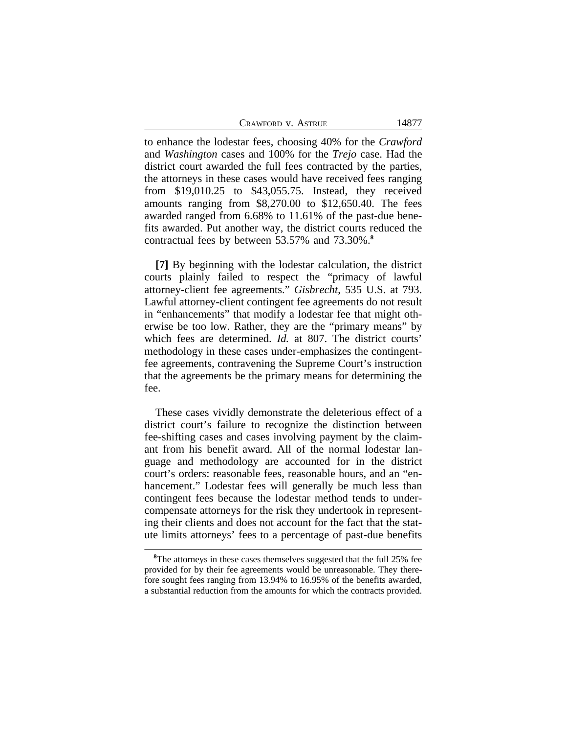to enhance the lodestar fees, choosing 40% for the *Crawford* and *Washington* cases and 100% for the *Trejo* case. Had the district court awarded the full fees contracted by the parties, the attorneys in these cases would have received fees ranging from $19,010.25 to $43,055.75. Instead, they received amounts ranging from $8,270.00 to $12,650.40. The fees awarded ranged from 6.68% to 11.61% of the past-due benefits awarded. Put another way, the district courts reduced the contractual fees by between 53.57% and 73.30%.[8]

**[7]** By beginning with the lodestar calculation, the district courts plainly failed to respect the "primacy of lawful attorney-client fee agreements." *Gisbrecht*, 535 U.S. at 793. Lawful attorney-client contingent fee agreements do not result in "enhancements" that modify a lodestar fee that might otherwise be too low. Rather, they are the "primary means" by which fees are determined. *Id.* at 807. The district courts' methodology in these cases under-emphasizes the contingent-fee agreements, contravening the Supreme Court's instruction that the agreements be the primary means for determining the fee.

These cases vividly demonstrate the deleterious effect of a district court's failure to recognize the distinction between fee-shifting cases and cases involving payment by the claimant from his benefit award. All of the normal lodestar language and methodology are accounted for in the district court's orders: reasonable fees, reasonable hours, and an "enhancement." Lodestar fees will generally be much less than contingent fees because the lodestar method tends to undercompensate attorneys for the risk they undertook in representing their clients and does not account for the fact that the statute limits attorneys' fees to a percentage of past-due benefits

[8]The attorneys in these cases themselves suggested that the full 25% fee provided for by their fee agreements would be unreasonable. They therefore sought fees ranging from 13.94% to 16.95% of the benefits awarded, a substantial reduction from the amounts for which the contracts provided.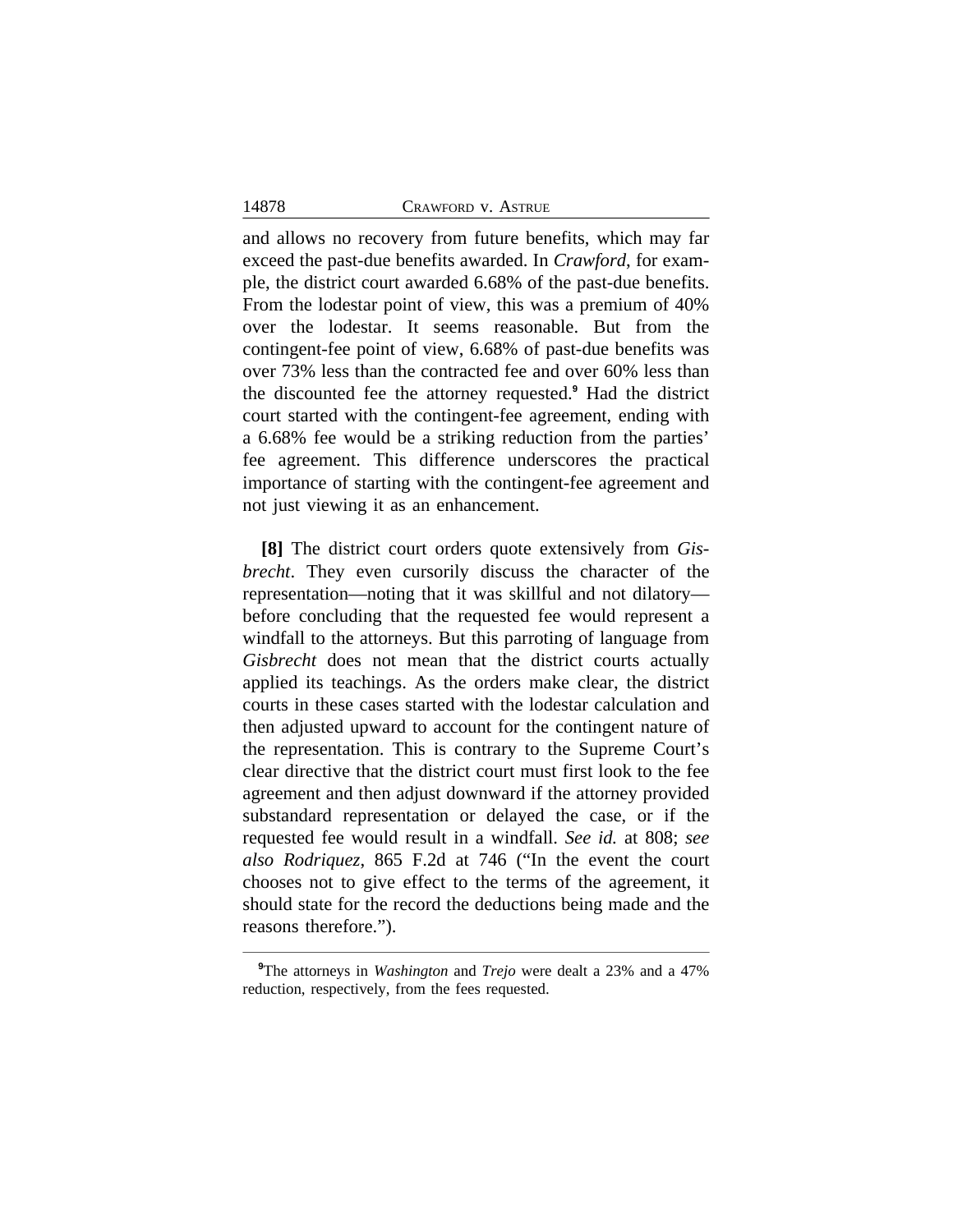and allows no recovery from future benefits, which may far exceed the past-due benefits awarded. In *Crawford*, for example, the district court awarded 6.68% of the past-due benefits. From the lodestar point of view, this was a premium of 40% over the lodestar. It seems reasonable. But from the contingent-fee point of view, 6.68% of past-due benefits was over 73% less than the contracted fee and over 60% less than the discounted fee the attorney requested.[9] Had the district court started with the contingent-fee agreement, ending with a 6.68% fee would be a striking reduction from the parties' fee agreement. This difference underscores the practical importance of starting with the contingent-fee agreement and not just viewing it as an enhancement.

**[8]** The district court orders quote extensively from *Gisbrecht*. They even cursorily discuss the character of the representation—noting that it was skillful and not dilatory—before concluding that the requested fee would represent a windfall to the attorneys. But this parroting of language from *Gisbrecht* does not mean that the district courts actually applied its teachings. As the orders make clear, the district courts in these cases started with the lodestar calculation and then adjusted upward to account for the contingent nature of the representation. This is contrary to the Supreme Court's clear directive that the district court must first look to the fee agreement and then adjust downward if the attorney provided substandard representation or delayed the case, or if the requested fee would result in a windfall. *See id.* at 808; *see also Rodriquez*, 865 F.2d at 746 ("In the event the court chooses not to give effect to the terms of the agreement, it should state for the record the deductions being made and the reasons therefore.").

---

[9]The attorneys in *Washington* and *Trejo* were dealt a 23% and a 47% reduction, respectively, from the fees requested.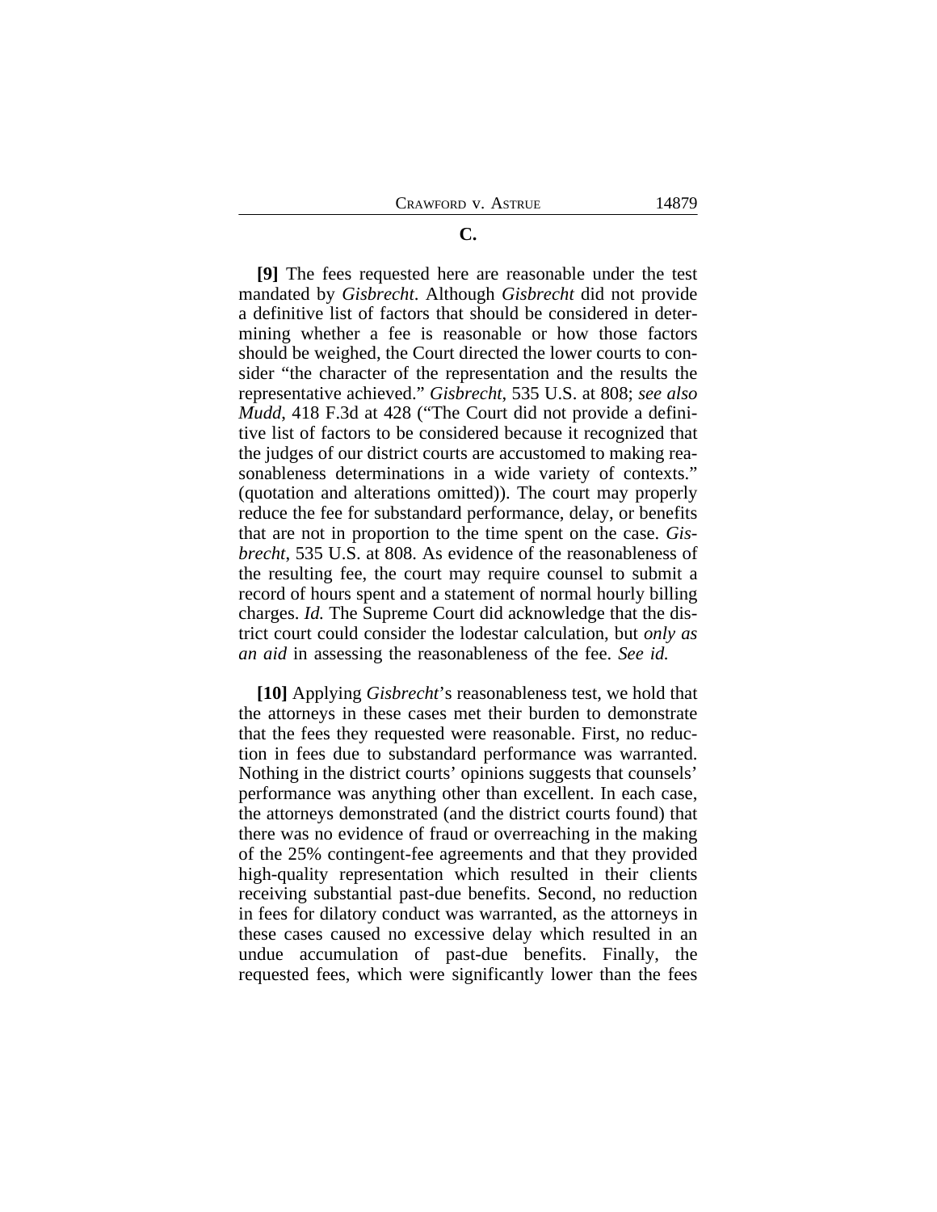### C.

**[9]** The fees requested here are reasonable under the test mandated by *Gisbrecht*. Although *Gisbrecht* did not provide a definitive list of factors that should be considered in determining whether a fee is reasonable or how those factors should be weighed, the Court directed the lower courts to consider "the character of the representation and the results the representative achieved." *Gisbrecht*, 535 U.S. at 808; *see also Mudd*, 418 F.3d at 428 ("The Court did not provide a definitive list of factors to be considered because it recognized that the judges of our district courts are accustomed to making reasonableness determinations in a wide variety of contexts." (quotation and alterations omitted)). The court may properly reduce the fee for substandard performance, delay, or benefits that are not in proportion to the time spent on the case. *Gisbrecht*, 535 U.S. at 808. As evidence of the reasonableness of the resulting fee, the court may require counsel to submit a record of hours spent and a statement of normal hourly billing charges. *Id.* The Supreme Court did acknowledge that the district court could consider the lodestar calculation, but *only as an aid* in assessing the reasonableness of the fee. *See id.*

**[10]** Applying *Gisbrecht*'s reasonableness test, we hold that the attorneys in these cases met their burden to demonstrate that the fees they requested were reasonable. First, no reduction in fees due to substandard performance was warranted. Nothing in the district courts' opinions suggests that counsels' performance was anything other than excellent. In each case, the attorneys demonstrated (and the district courts found) that there was no evidence of fraud or overreaching in the making of the 25% contingent-fee agreements and that they provided high-quality representation which resulted in their clients receiving substantial past-due benefits. Second, no reduction in fees for dilatory conduct was warranted, as the attorneys in these cases caused no excessive delay which resulted in an undue accumulation of past-due benefits. Finally, the requested fees, which were significantly lower than the fees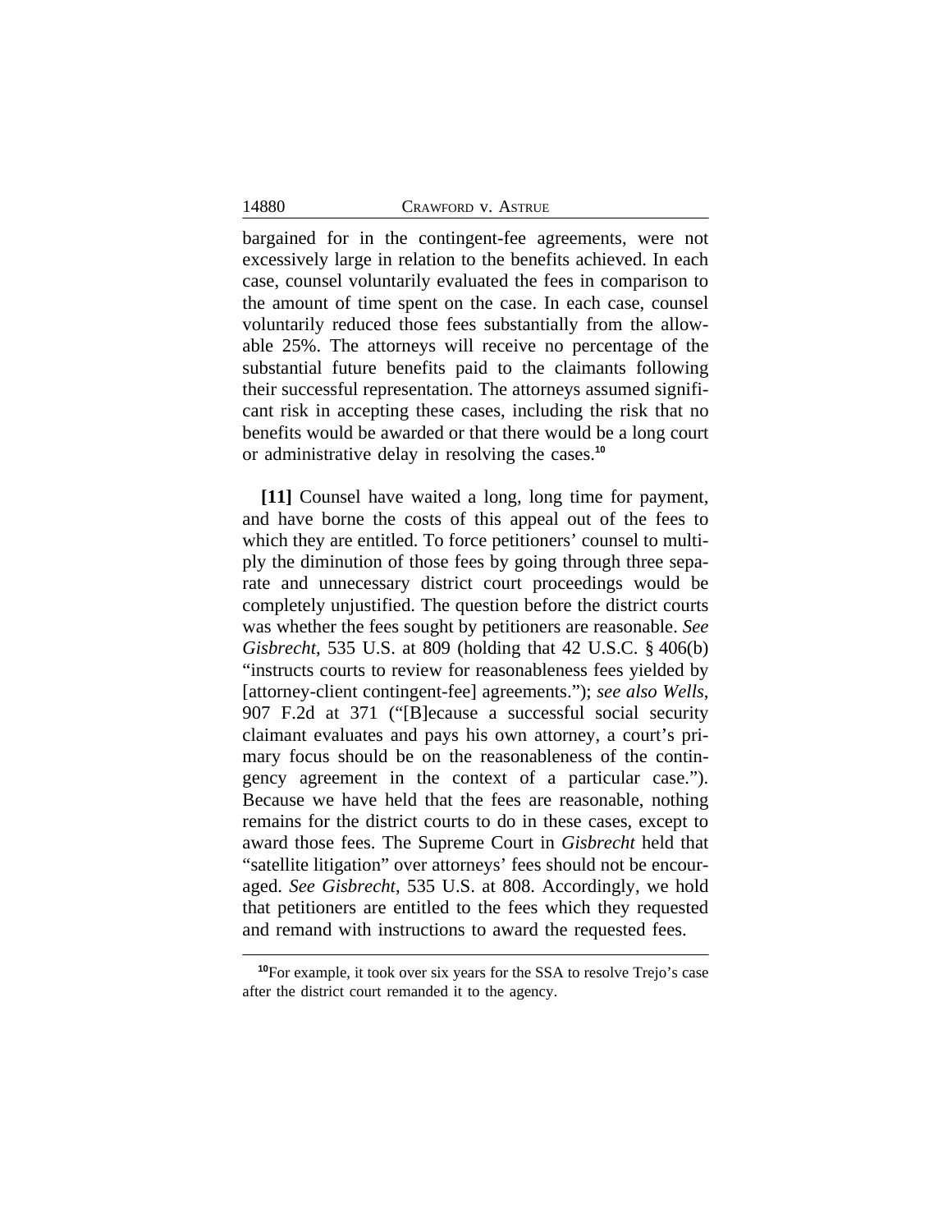bargained for in the contingent-fee agreements, were not excessively large in relation to the benefits achieved. In each case, counsel voluntarily evaluated the fees in comparison to the amount of time spent on the case. In each case, counsel voluntarily reduced those fees substantially from the allowable 25%. The attorneys will receive no percentage of the substantial future benefits paid to the claimants following their successful representation. The attorneys assumed significant risk in accepting these cases, including the risk that no benefits would be awarded or that there would be a long court or administrative delay in resolving the cases.[10]

**[11]** Counsel have waited a long, long time for payment, and have borne the costs of this appeal out of the fees to which they are entitled. To force petitioners' counsel to multiply the diminution of those fees by going through three separate and unnecessary district court proceedings would be completely unjustified. The question before the district courts was whether the fees sought by petitioners are reasonable. *See Gisbrecht*, 535 U.S. at 809 (holding that 42 U.S.C. § 406(b) "instructs courts to review for reasonableness fees yielded by [attorney-client contingent-fee] agreements."); *see also Wells*, 907 F.2d at 371 ("[B]ecause a successful social security claimant evaluates and pays his own attorney, a court's primary focus should be on the reasonableness of the contingency agreement in the context of a particular case."). Because we have held that the fees are reasonable, nothing remains for the district courts to do in these cases, except to award those fees. The Supreme Court in *Gisbrecht* held that "satellite litigation" over attorneys' fees should not be encouraged. *See Gisbrecht*, 535 U.S. at 808. Accordingly, we hold that petitioners are entitled to the fees which they requested and remand with instructions to award the requested fees.

---

[10] For example, it took over six years for the SSA to resolve Trejo's case after the district court remanded it to the agency.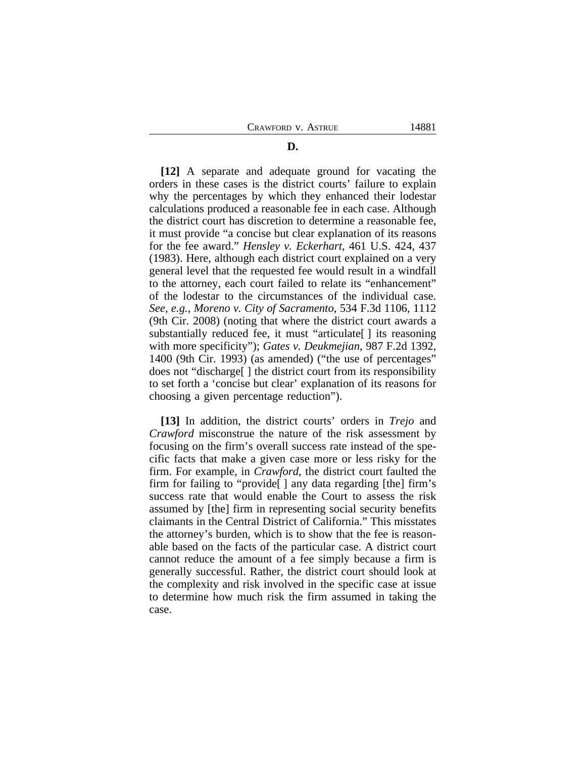**D.**

**[12]** A separate and adequate ground for vacating the orders in these cases is the district courts' failure to explain why the percentages by which they enhanced their lodestar calculations produced a reasonable fee in each case. Although the district court has discretion to determine a reasonable fee, it must provide "a concise but clear explanation of its reasons for the fee award." *Hensley v. Eckerhart*, 461 U.S. 424, 437 (1983). Here, although each district court explained on a very general level that the requested fee would result in a windfall to the attorney, each court failed to relate its "enhancement" of the lodestar to the circumstances of the individual case. *See, e.g.*, *Moreno v. City of Sacramento*, 534 F.3d 1106, 1112 (9th Cir. 2008) (noting that where the district court awards a substantially reduced fee, it must "articulate[ ] its reasoning with more specificity"); *Gates v. Deukmejian*, 987 F.2d 1392, 1400 (9th Cir. 1993) (as amended) ("the use of percentages" does not "discharge[ ] the district court from its responsibility to set forth a 'concise but clear' explanation of its reasons for choosing a given percentage reduction").

**[13]** In addition, the district courts' orders in *Trejo* and *Crawford* misconstrue the nature of the risk assessment by focusing on the firm's overall success rate instead of the specific facts that make a given case more or less risky for the firm. For example, in *Crawford*, the district court faulted the firm for failing to "provide[ ] any data regarding [the] firm's success rate that would enable the Court to assess the risk assumed by [the] firm in representing social security benefits claimants in the Central District of California." This misstates the attorney's burden, which is to show that the fee is reasonable based on the facts of the particular case. A district court cannot reduce the amount of a fee simply because a firm is generally successful. Rather, the district court should look at the complexity and risk involved in the specific case at issue to determine how much risk the firm assumed in taking the case.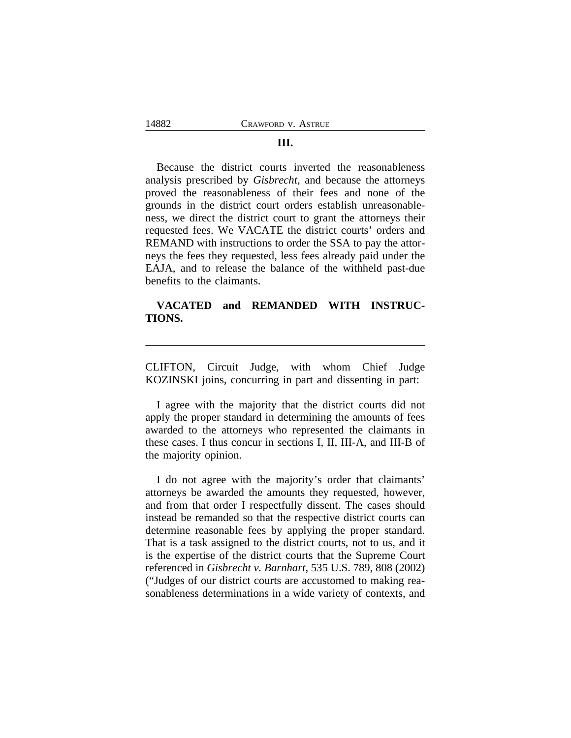### III.

Because the district courts inverted the reasonableness analysis prescribed by *Gisbrecht*, and because the attorneys proved the reasonableness of their fees and none of the grounds in the district court orders establish unreasonableness, we direct the district court to grant the attorneys their requested fees. We VACATE the district courts' orders and REMAND with instructions to order the SSA to pay the attorneys the fees they requested, less fees already paid under the EAJA, and to release the balance of the withheld past-due benefits to the claimants.

**VACATED and REMANDED WITH INSTRUCTIONS.**

---

CLIFTON, Circuit Judge, with whom Chief Judge KOZINSKI joins, concurring in part and dissenting in part:

I agree with the majority that the district courts did not apply the proper standard in determining the amounts of fees awarded to the attorneys who represented the claimants in these cases. I thus concur in sections I, II, III-A, and III-B of the majority opinion.

I do not agree with the majority's order that claimants' attorneys be awarded the amounts they requested, however, and from that order I respectfully dissent. The cases should instead be remanded so that the respective district courts can determine reasonable fees by applying the proper standard. That is a task assigned to the district courts, not to us, and it is the expertise of the district courts that the Supreme Court referenced in *Gisbrecht v. Barnhart*, 535 U.S. 789, 808 (2002) ("Judges of our district courts are accustomed to making reasonableness determinations in a wide variety of contexts, and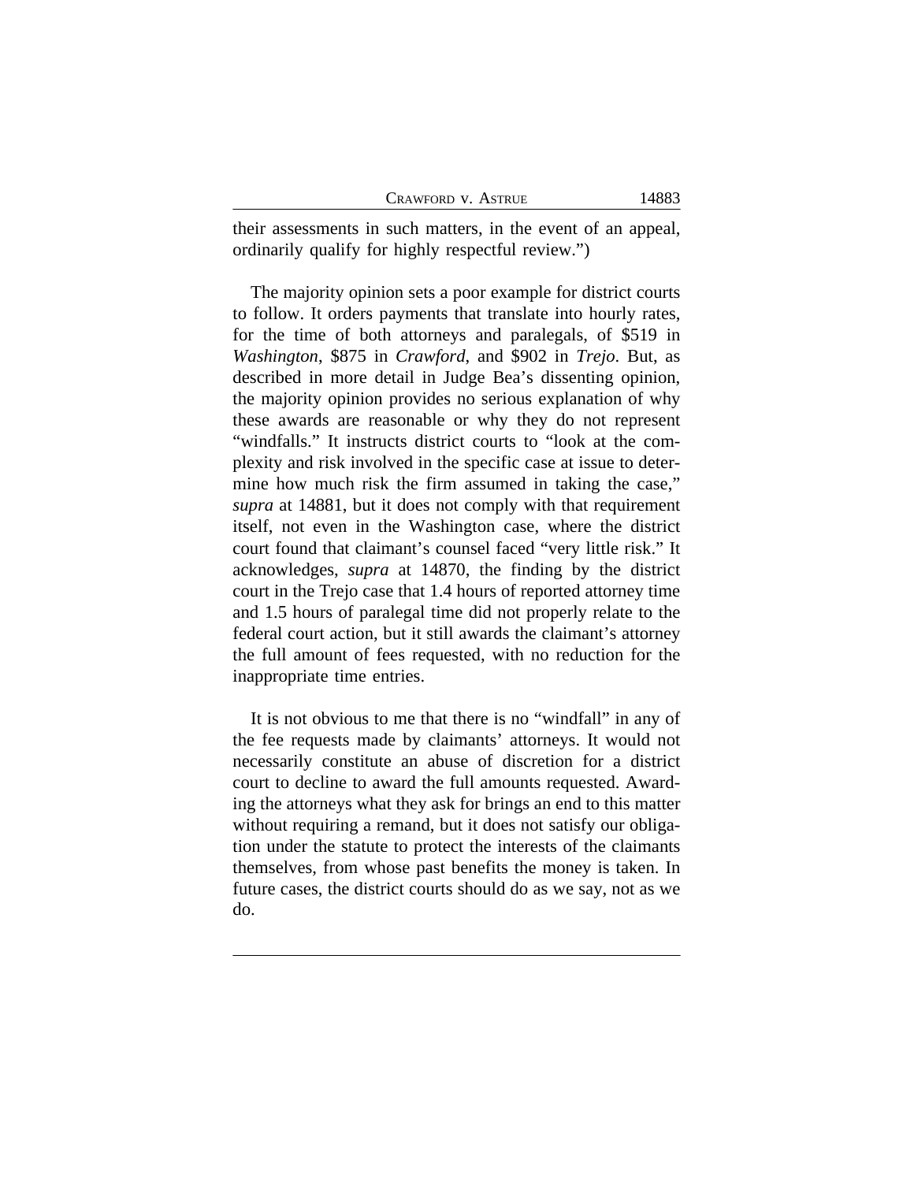their assessments in such matters, in the event of an appeal, ordinarily qualify for highly respectful review.")

The majority opinion sets a poor example for district courts to follow. It orders payments that translate into hourly rates, for the time of both attorneys and paralegals, of $519 in *Washington*, $875 in *Crawford*, and $902 in *Trejo*. But, as described in more detail in Judge Bea's dissenting opinion, the majority opinion provides no serious explanation of why these awards are reasonable or why they do not represent "windfalls." It instructs district courts to "look at the complexity and risk involved in the specific case at issue to determine how much risk the firm assumed in taking the case," *supra* at 14881, but it does not comply with that requirement itself, not even in the Washington case, where the district court found that claimant's counsel faced "very little risk." It acknowledges, *supra* at 14870, the finding by the district court in the Trejo case that 1.4 hours of reported attorney time and 1.5 hours of paralegal time did not properly relate to the federal court action, but it still awards the claimant's attorney the full amount of fees requested, with no reduction for the inappropriate time entries.

It is not obvious to me that there is no "windfall" in any of the fee requests made by claimants' attorneys. It would not necessarily constitute an abuse of discretion for a district court to decline to award the full amounts requested. Awarding the attorneys what they ask for brings an end to this matter without requiring a remand, but it does not satisfy our obligation under the statute to protect the interests of the claimants themselves, from whose past benefits the money is taken. In future cases, the district courts should do as we say, not as we do.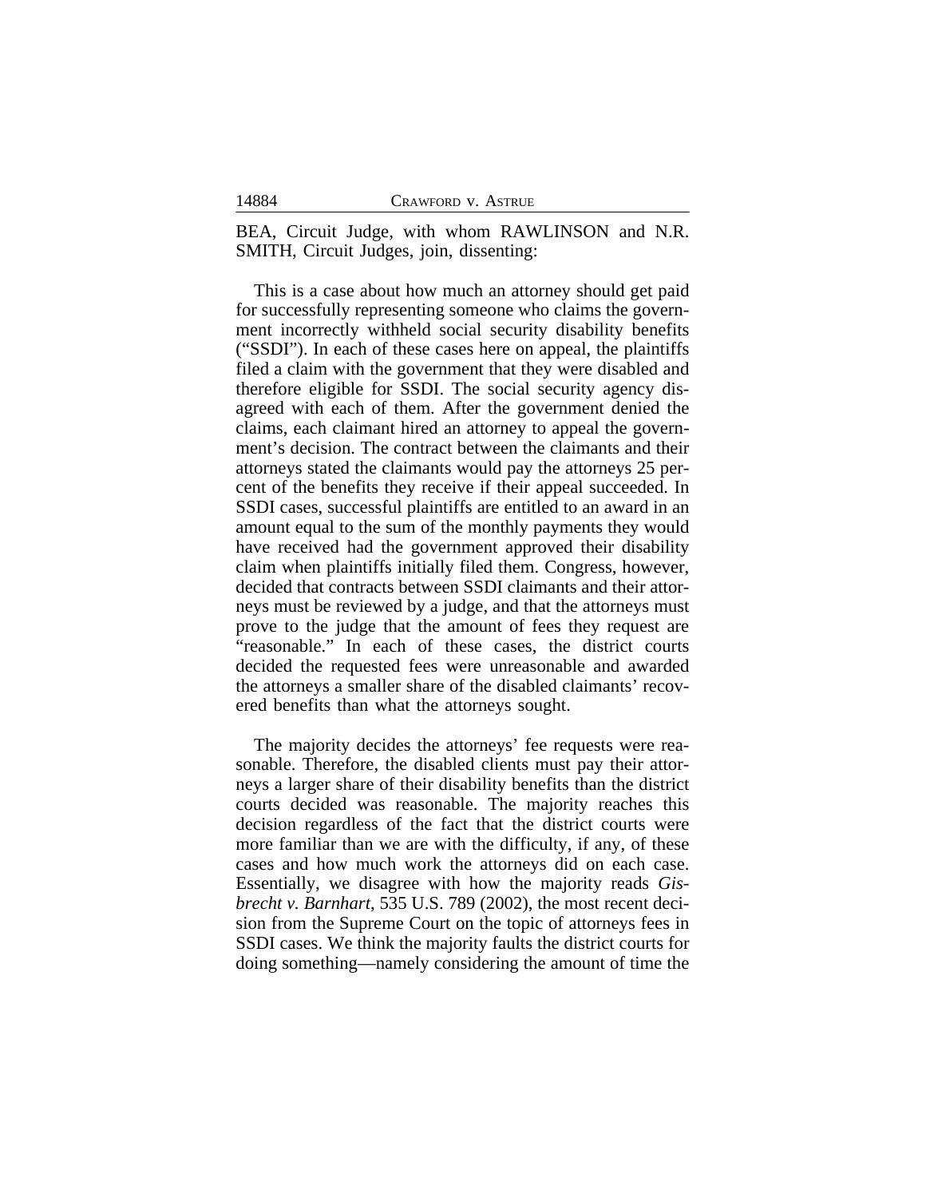BEA, Circuit Judge, with whom RAWLINSON and N.R. SMITH, Circuit Judges, join, dissenting:

This is a case about how much an attorney should get paid for successfully representing someone who claims the government incorrectly withheld social security disability benefits ("SSDI"). In each of these cases here on appeal, the plaintiffs filed a claim with the government that they were disabled and therefore eligible for SSDI. The social security agency disagreed with each of them. After the government denied the claims, each claimant hired an attorney to appeal the government's decision. The contract between the claimants and their attorneys stated the claimants would pay the attorneys 25 percent of the benefits they receive if their appeal succeeded. In SSDI cases, successful plaintiffs are entitled to an award in an amount equal to the sum of the monthly payments they would have received had the government approved their disability claim when plaintiffs initially filed them. Congress, however, decided that contracts between SSDI claimants and their attorneys must be reviewed by a judge, and that the attorneys must prove to the judge that the amount of fees they request are "reasonable." In each of these cases, the district courts decided the requested fees were unreasonable and awarded the attorneys a smaller share of the disabled claimants' recovered benefits than what the attorneys sought.

The majority decides the attorneys' fee requests were reasonable. Therefore, the disabled clients must pay their attorneys a larger share of their disability benefits than the district courts decided was reasonable. The majority reaches this decision regardless of the fact that the district courts were more familiar than we are with the difficulty, if any, of these cases and how much work the attorneys did on each case. Essentially, we disagree with how the majority reads *Gisbrecht v. Barnhart*, 535 U.S. 789 (2002), the most recent decision from the Supreme Court on the topic of attorneys fees in SSDI cases. We think the majority faults the district courts for doing something—namely considering the amount of time the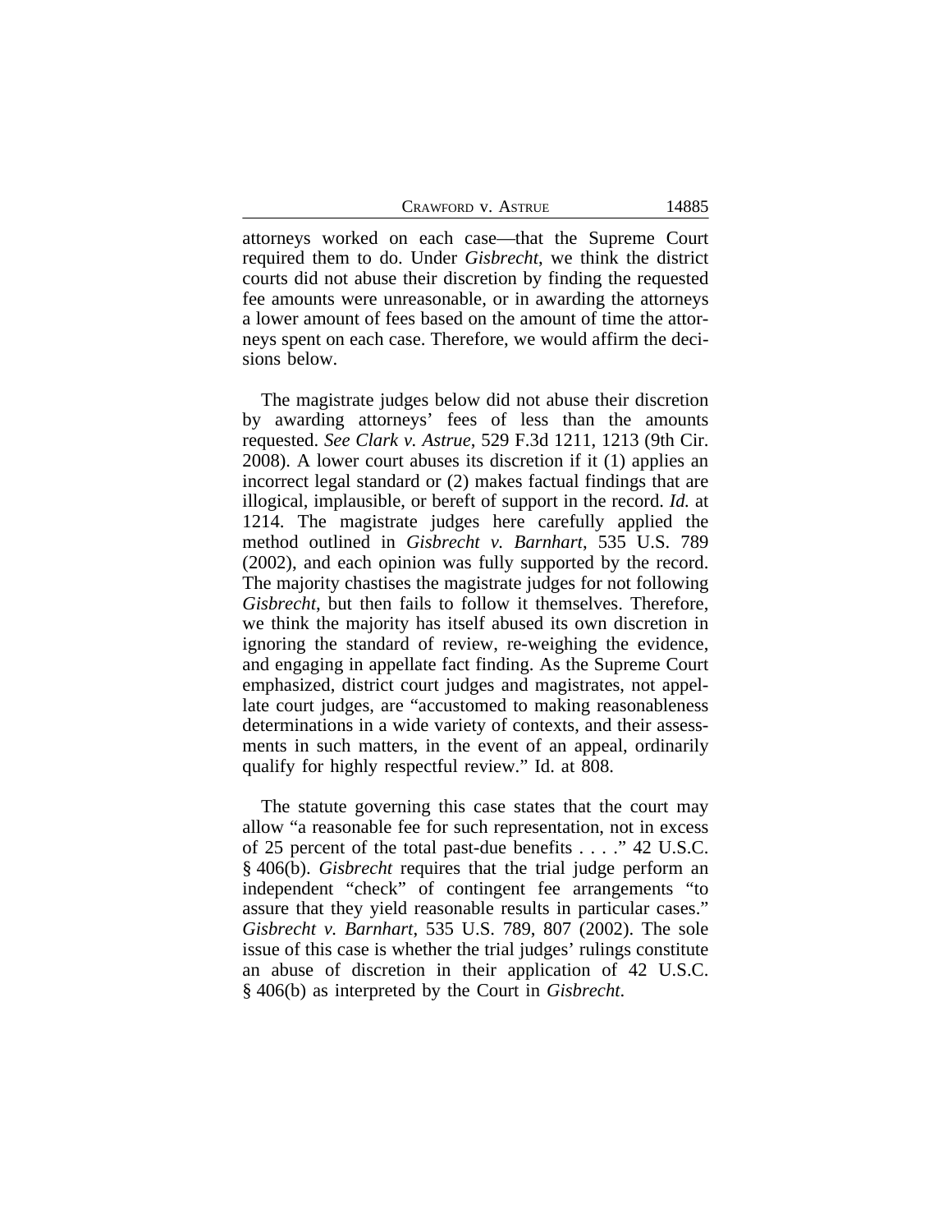attorneys worked on each case—that the Supreme Court required them to do. Under *Gisbrecht*, we think the district courts did not abuse their discretion by finding the requested fee amounts were unreasonable, or in awarding the attorneys a lower amount of fees based on the amount of time the attorneys spent on each case. Therefore, we would affirm the decisions below.

The magistrate judges below did not abuse their discretion by awarding attorneys' fees of less than the amounts requested. *See Clark v. Astrue*, 529 F.3d 1211, 1213 (9th Cir. 2008). A lower court abuses its discretion if it (1) applies an incorrect legal standard or (2) makes factual findings that are illogical, implausible, or bereft of support in the record. *Id.* at 1214. The magistrate judges here carefully applied the method outlined in *Gisbrecht v. Barnhart*, 535 U.S. 789 (2002), and each opinion was fully supported by the record. The majority chastises the magistrate judges for not following *Gisbrecht*, but then fails to follow it themselves. Therefore, we think the majority has itself abused its own discretion in ignoring the standard of review, re-weighing the evidence, and engaging in appellate fact finding. As the Supreme Court emphasized, district court judges and magistrates, not appellate court judges, are "accustomed to making reasonableness determinations in a wide variety of contexts, and their assessments in such matters, in the event of an appeal, ordinarily qualify for highly respectful review." Id. at 808.

The statute governing this case states that the court may allow "a reasonable fee for such representation, not in excess of 25 percent of the total past-due benefits . . . ." 42 U.S.C. § 406(b). *Gisbrecht* requires that the trial judge perform an independent "check" of contingent fee arrangements "to assure that they yield reasonable results in particular cases." *Gisbrecht v. Barnhart*, 535 U.S. 789, 807 (2002). The sole issue of this case is whether the trial judges' rulings constitute an abuse of discretion in their application of 42 U.S.C. § 406(b) as interpreted by the Court in *Gisbrecht*.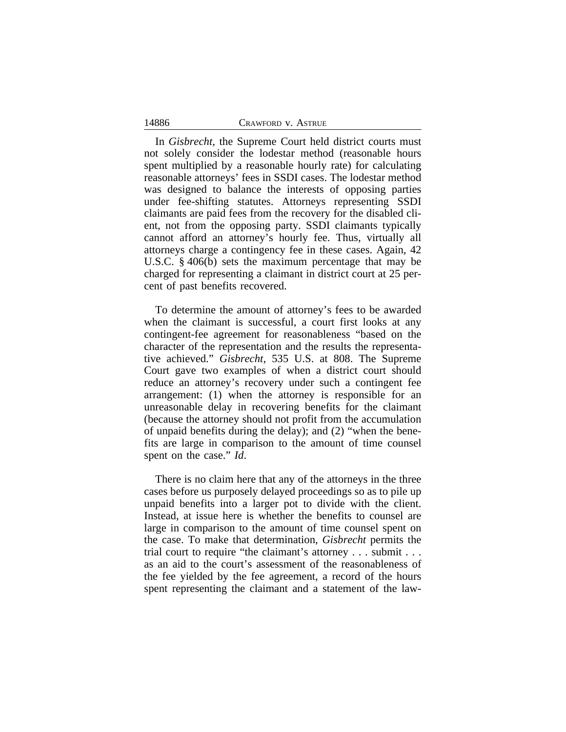In *Gisbrecht*, the Supreme Court held district courts must not solely consider the lodestar method (reasonable hours spent multiplied by a reasonable hourly rate) for calculating reasonable attorneys' fees in SSDI cases. The lodestar method was designed to balance the interests of opposing parties under fee-shifting statutes. Attorneys representing SSDI claimants are paid fees from the recovery for the disabled client, not from the opposing party. SSDI claimants typically cannot afford an attorney's hourly fee. Thus, virtually all attorneys charge a contingency fee in these cases. Again, 42 U.S.C. § 406(b) sets the maximum percentage that may be charged for representing a claimant in district court at 25 percent of past benefits recovered.

To determine the amount of attorney's fees to be awarded when the claimant is successful, a court first looks at any contingent-fee agreement for reasonableness "based on the character of the representation and the results the representative achieved." *Gisbrecht*, 535 U.S. at 808. The Supreme Court gave two examples of when a district court should reduce an attorney's recovery under such a contingent fee arrangement: (1) when the attorney is responsible for an unreasonable delay in recovering benefits for the claimant (because the attorney should not profit from the accumulation of unpaid benefits during the delay); and (2) "when the benefits are large in comparison to the amount of time counsel spent on the case." *Id*.

There is no claim here that any of the attorneys in the three cases before us purposely delayed proceedings so as to pile up unpaid benefits into a larger pot to divide with the client. Instead, at issue here is whether the benefits to counsel are large in comparison to the amount of time counsel spent on the case. To make that determination, *Gisbrecht* permits the trial court to require "the claimant's attorney . . . submit . . . as an aid to the court's assessment of the reasonableness of the fee yielded by the fee agreement, a record of the hours spent representing the claimant and a statement of the law-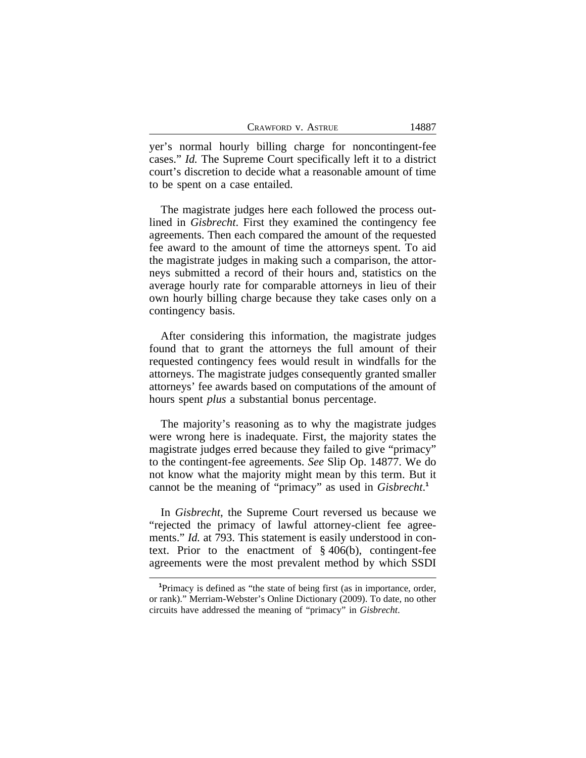yer's normal hourly billing charge for noncontingent-fee cases." *Id.* The Supreme Court specifically left it to a district court's discretion to decide what a reasonable amount of time to be spent on a case entailed.

The magistrate judges here each followed the process outlined in *Gisbrecht*. First they examined the contingency fee agreements. Then each compared the amount of the requested fee award to the amount of time the attorneys spent. To aid the magistrate judges in making such a comparison, the attorneys submitted a record of their hours and, statistics on the average hourly rate for comparable attorneys in lieu of their own hourly billing charge because they take cases only on a contingency basis.

After considering this information, the magistrate judges found that to grant the attorneys the full amount of their requested contingency fees would result in windfalls for the attorneys. The magistrate judges consequently granted smaller attorneys' fee awards based on computations of the amount of hours spent *plus* a substantial bonus percentage.

The majority's reasoning as to why the magistrate judges were wrong here is inadequate. First, the majority states the magistrate judges erred because they failed to give "primacy" to the contingent-fee agreements. *See* Slip Op. 14877. We do not know what the majority might mean by this term. But it cannot be the meaning of "primacy" as used in *Gisbrecht*.[1]

In *Gisbrecht*, the Supreme Court reversed us because we "rejected the primacy of lawful attorney-client fee agreements." *Id.* at 793. This statement is easily understood in context. Prior to the enactment of § 406(b), contingent-fee agreements were the most prevalent method by which SSDI

[1]Primacy is defined as "the state of being first (as in importance, order, or rank)." Merriam-Webster's Online Dictionary (2009). To date, no other circuits have addressed the meaning of "primacy" in *Gisbrecht*.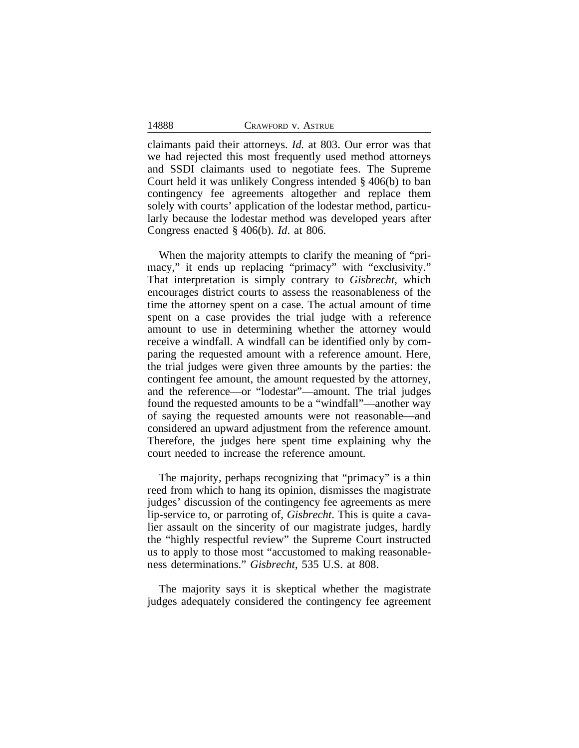claimants paid their attorneys. *Id.* at 803. Our error was that we had rejected this most frequently used method attorneys and SSDI claimants used to negotiate fees. The Supreme Court held it was unlikely Congress intended § 406(b) to ban contingency fee agreements altogether and replace them solely with courts' application of the lodestar method, particularly because the lodestar method was developed years after Congress enacted § 406(b). *Id*. at 806.

When the majority attempts to clarify the meaning of "primacy," it ends up replacing "primacy" with "exclusivity." That interpretation is simply contrary to *Gisbrecht*, which encourages district courts to assess the reasonableness of the time the attorney spent on a case. The actual amount of time spent on a case provides the trial judge with a reference amount to use in determining whether the attorney would receive a windfall. A windfall can be identified only by comparing the requested amount with a reference amount. Here, the trial judges were given three amounts by the parties: the contingent fee amount, the amount requested by the attorney, and the reference—or "lodestar"—amount. The trial judges found the requested amounts to be a "windfall"—another way of saying the requested amounts were not reasonable—and considered an upward adjustment from the reference amount. Therefore, the judges here spent time explaining why the court needed to increase the reference amount.

The majority, perhaps recognizing that "primacy" is a thin reed from which to hang its opinion, dismisses the magistrate judges' discussion of the contingency fee agreements as mere lip-service to, or parroting of, *Gisbrecht*. This is quite a cavalier assault on the sincerity of our magistrate judges, hardly the "highly respectful review" the Supreme Court instructed us to apply to those most "accustomed to making reasonableness determinations." *Gisbrecht*, 535 U.S. at 808.

The majority says it is skeptical whether the magistrate judges adequately considered the contingency fee agreement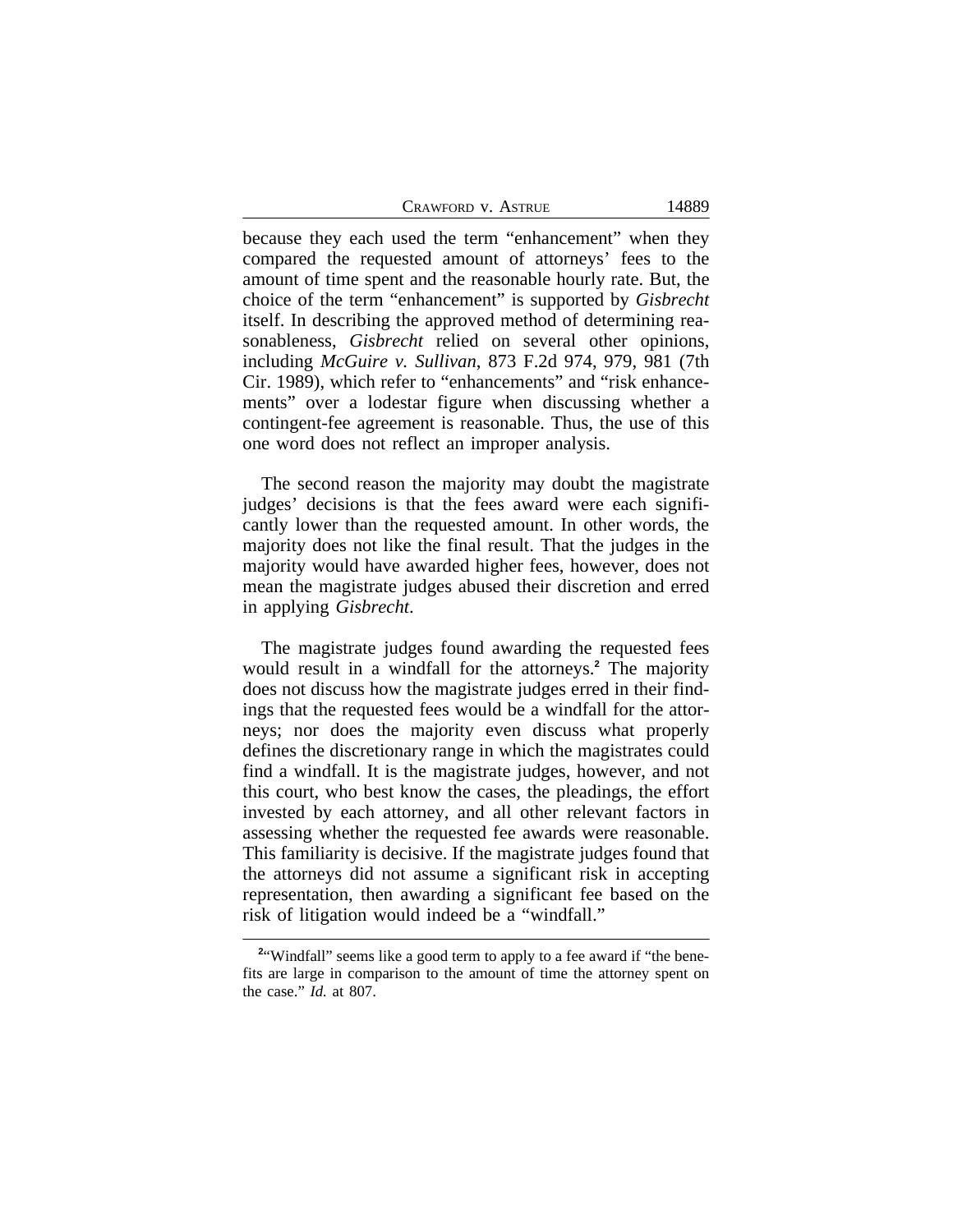because they each used the term "enhancement" when they compared the requested amount of attorneys' fees to the amount of time spent and the reasonable hourly rate. But, the choice of the term "enhancement" is supported by *Gisbrecht* itself. In describing the approved method of determining reasonableness, *Gisbrecht* relied on several other opinions, including *McGuire v. Sullivan*, 873 F.2d 974, 979, 981 (7th Cir. 1989), which refer to "enhancements" and "risk enhancements" over a lodestar figure when discussing whether a contingent-fee agreement is reasonable. Thus, the use of this one word does not reflect an improper analysis.

The second reason the majority may doubt the magistrate judges' decisions is that the fees award were each significantly lower than the requested amount. In other words, the majority does not like the final result. That the judges in the majority would have awarded higher fees, however, does not mean the magistrate judges abused their discretion and erred in applying *Gisbrecht*.

The magistrate judges found awarding the requested fees would result in a windfall for the attorneys.[2] The majority does not discuss how the magistrate judges erred in their findings that the requested fees would be a windfall for the attorneys; nor does the majority even discuss what properly defines the discretionary range in which the magistrates could find a windfall. It is the magistrate judges, however, and not this court, who best know the cases, the pleadings, the effort invested by each attorney, and all other relevant factors in assessing whether the requested fee awards were reasonable. This familiarity is decisive. If the magistrate judges found that the attorneys did not assume a significant risk in accepting representation, then awarding a significant fee based on the risk of litigation would indeed be a "windfall."

---

[2]"Windfall" seems like a good term to apply to a fee award if "the benefits are large in comparison to the amount of time the attorney spent on the case." *Id.* at 807.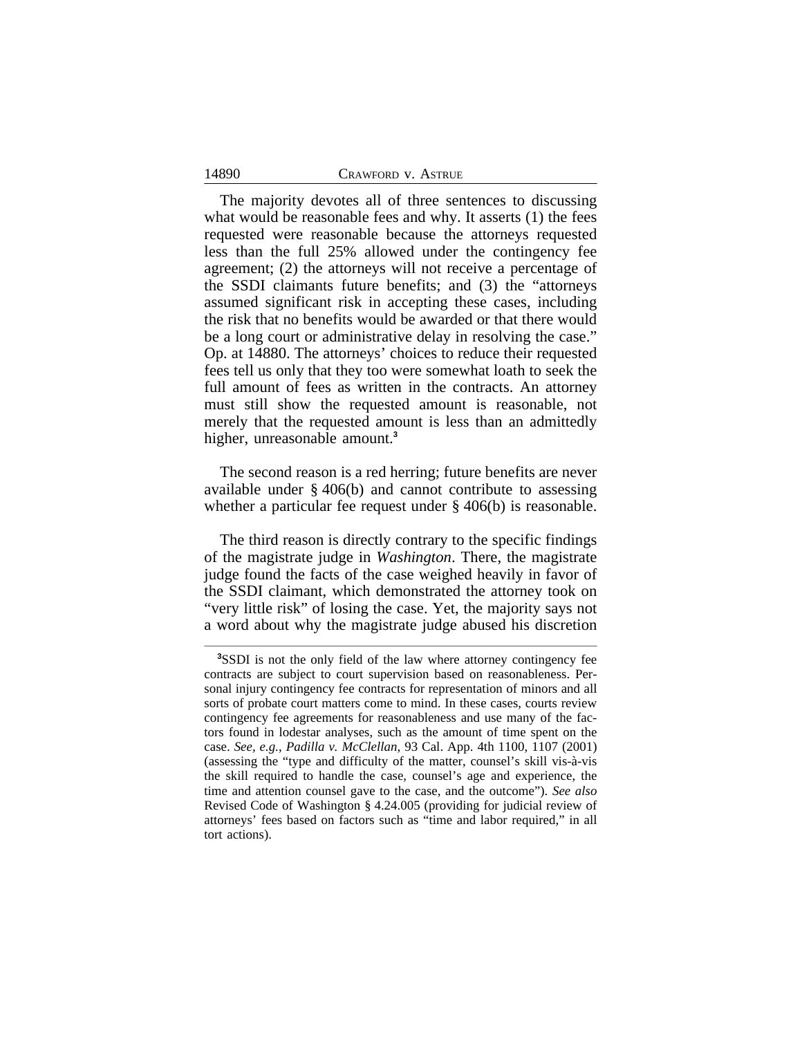The majority devotes all of three sentences to discussing what would be reasonable fees and why. It asserts (1) the fees requested were reasonable because the attorneys requested less than the full 25% allowed under the contingency fee agreement; (2) the attorneys will not receive a percentage of the SSDI claimants future benefits; and (3) the "attorneys assumed significant risk in accepting these cases, including the risk that no benefits would be awarded or that there would be a long court or administrative delay in resolving the case." Op. at 14880. The attorneys' choices to reduce their requested fees tell us only that they too were somewhat loath to seek the full amount of fees as written in the contracts. An attorney must still show the requested amount is reasonable, not merely that the requested amount is less than an admittedly higher, unreasonable amount.[3]

The second reason is a red herring; future benefits are never available under § 406(b) and cannot contribute to assessing whether a particular fee request under § 406(b) is reasonable.

The third reason is directly contrary to the specific findings of the magistrate judge in *Washington*. There, the magistrate judge found the facts of the case weighed heavily in favor of the SSDI claimant, which demonstrated the attorney took on "very little risk" of losing the case. Yet, the majority says not a word about why the magistrate judge abused his discretion

[3]SSDI is not the only field of the law where attorney contingency fee contracts are subject to court supervision based on reasonableness. Personal injury contingency fee contracts for representation of minors and all sorts of probate court matters come to mind. In these cases, courts review contingency fee agreements for reasonableness and use many of the factors found in lodestar analyses, such as the amount of time spent on the case. *See, e.g.*, *Padilla v. McClellan*, 93 Cal. App. 4th 1100, 1107 (2001) (assessing the "type and difficulty of the matter, counsel's skill vis-à-vis the skill required to handle the case, counsel's age and experience, the time and attention counsel gave to the case, and the outcome"). *See also* Revised Code of Washington § 4.24.005 (providing for judicial review of attorneys' fees based on factors such as "time and labor required," in all tort actions).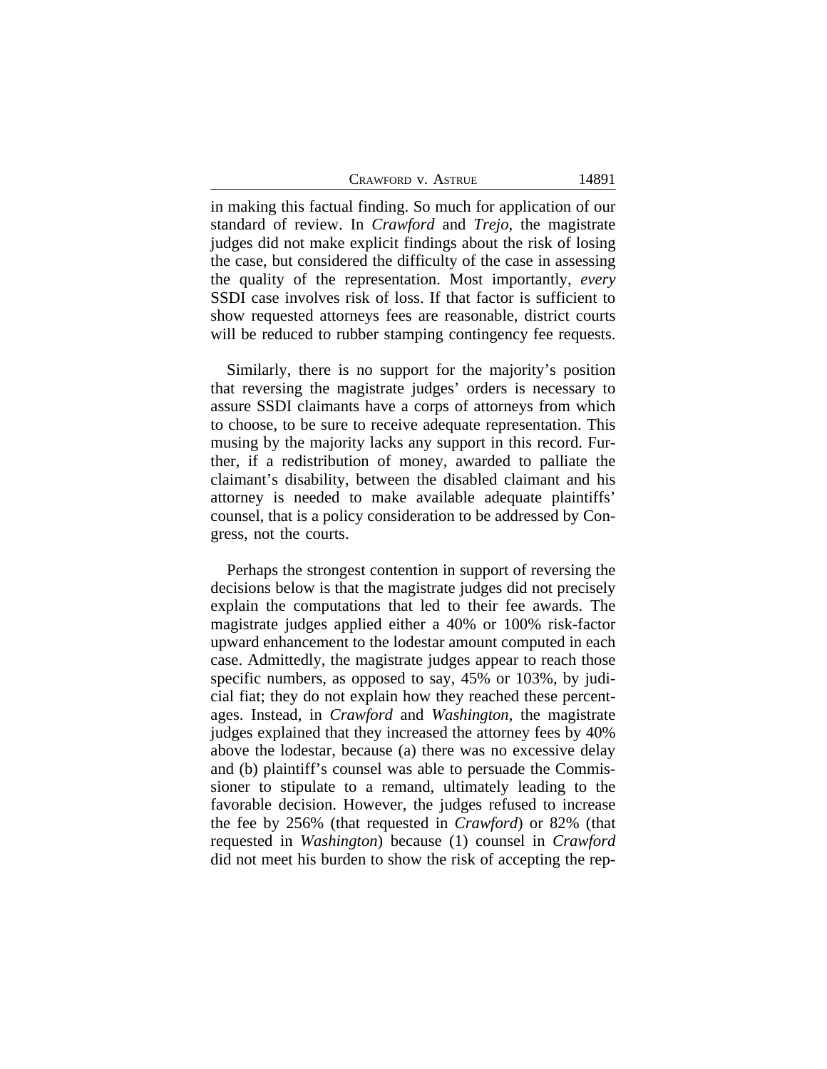in making this factual finding. So much for application of our standard of review. In *Crawford* and *Trejo*, the magistrate judges did not make explicit findings about the risk of losing the case, but considered the difficulty of the case in assessing the quality of the representation. Most importantly, *every* SSDI case involves risk of loss. If that factor is sufficient to show requested attorneys fees are reasonable, district courts will be reduced to rubber stamping contingency fee requests.

Similarly, there is no support for the majority's position that reversing the magistrate judges' orders is necessary to assure SSDI claimants have a corps of attorneys from which to choose, to be sure to receive adequate representation. This musing by the majority lacks any support in this record. Further, if a redistribution of money, awarded to palliate the claimant's disability, between the disabled claimant and his attorney is needed to make available adequate plaintiffs' counsel, that is a policy consideration to be addressed by Congress, not the courts.

Perhaps the strongest contention in support of reversing the decisions below is that the magistrate judges did not precisely explain the computations that led to their fee awards. The magistrate judges applied either a 40% or 100% risk-factor upward enhancement to the lodestar amount computed in each case. Admittedly, the magistrate judges appear to reach those specific numbers, as opposed to say, 45% or 103%, by judicial fiat; they do not explain how they reached these percentages. Instead, in *Crawford* and *Washington*, the magistrate judges explained that they increased the attorney fees by 40% above the lodestar, because (a) there was no excessive delay and (b) plaintiff's counsel was able to persuade the Commissioner to stipulate to a remand, ultimately leading to the favorable decision. However, the judges refused to increase the fee by 256% (that requested in *Crawford*) or 82% (that requested in *Washington*) because (1) counsel in *Crawford* did not meet his burden to show the risk of accepting the rep-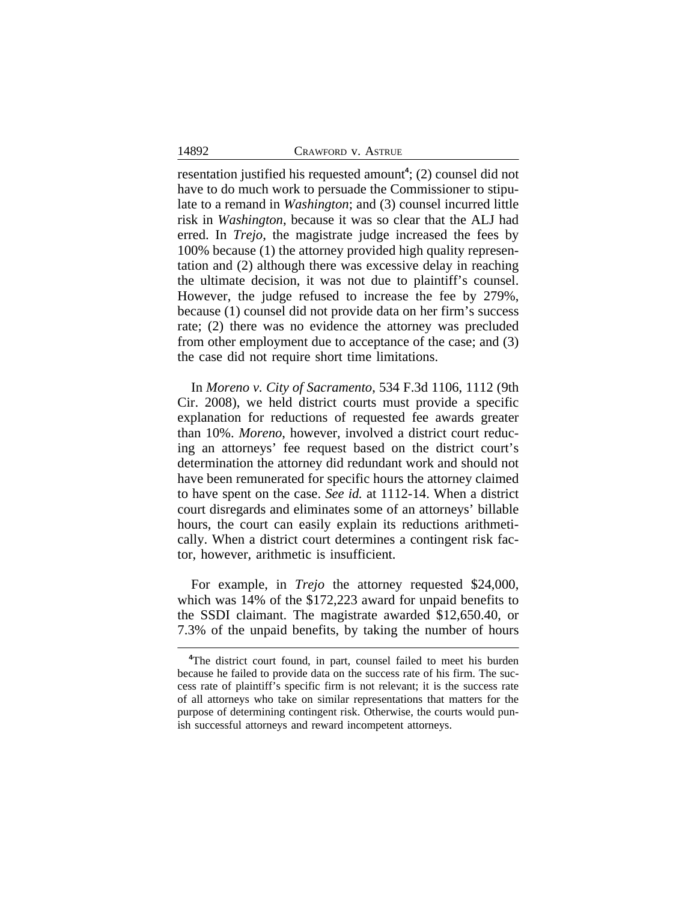resentation justified his requested amount[4]; (2) counsel did not have to do much work to persuade the Commissioner to stipulate to a remand in *Washington*; and (3) counsel incurred little risk in *Washington*, because it was so clear that the ALJ had erred. In *Trejo*, the magistrate judge increased the fees by 100% because (1) the attorney provided high quality representation and (2) although there was excessive delay in reaching the ultimate decision, it was not due to plaintiff's counsel. However, the judge refused to increase the fee by 279%, because (1) counsel did not provide data on her firm's success rate; (2) there was no evidence the attorney was precluded from other employment due to acceptance of the case; and (3) the case did not require short time limitations.

In *Moreno v. City of Sacramento*, 534 F.3d 1106, 1112 (9th Cir. 2008), we held district courts must provide a specific explanation for reductions of requested fee awards greater than 10%. *Moreno*, however, involved a district court reducing an attorneys' fee request based on the district court's determination the attorney did redundant work and should not have been remunerated for specific hours the attorney claimed to have spent on the case. *See id.* at 1112-14. When a district court disregards and eliminates some of an attorneys' billable hours, the court can easily explain its reductions arithmetically. When a district court determines a contingent risk factor, however, arithmetic is insufficient.

For example, in *Trejo* the attorney requested \$24,000, which was 14% of the \$172,223 award for unpaid benefits to the SSDI claimant. The magistrate awarded \$12,650.40, or 7.3% of the unpaid benefits, by taking the number of hours

---

[4]The district court found, in part, counsel failed to meet his burden because he failed to provide data on the success rate of his firm. The success rate of plaintiff's specific firm is not relevant; it is the success rate of all attorneys who take on similar representations that matters for the purpose of determining contingent risk. Otherwise, the courts would punish successful attorneys and reward incompetent attorneys.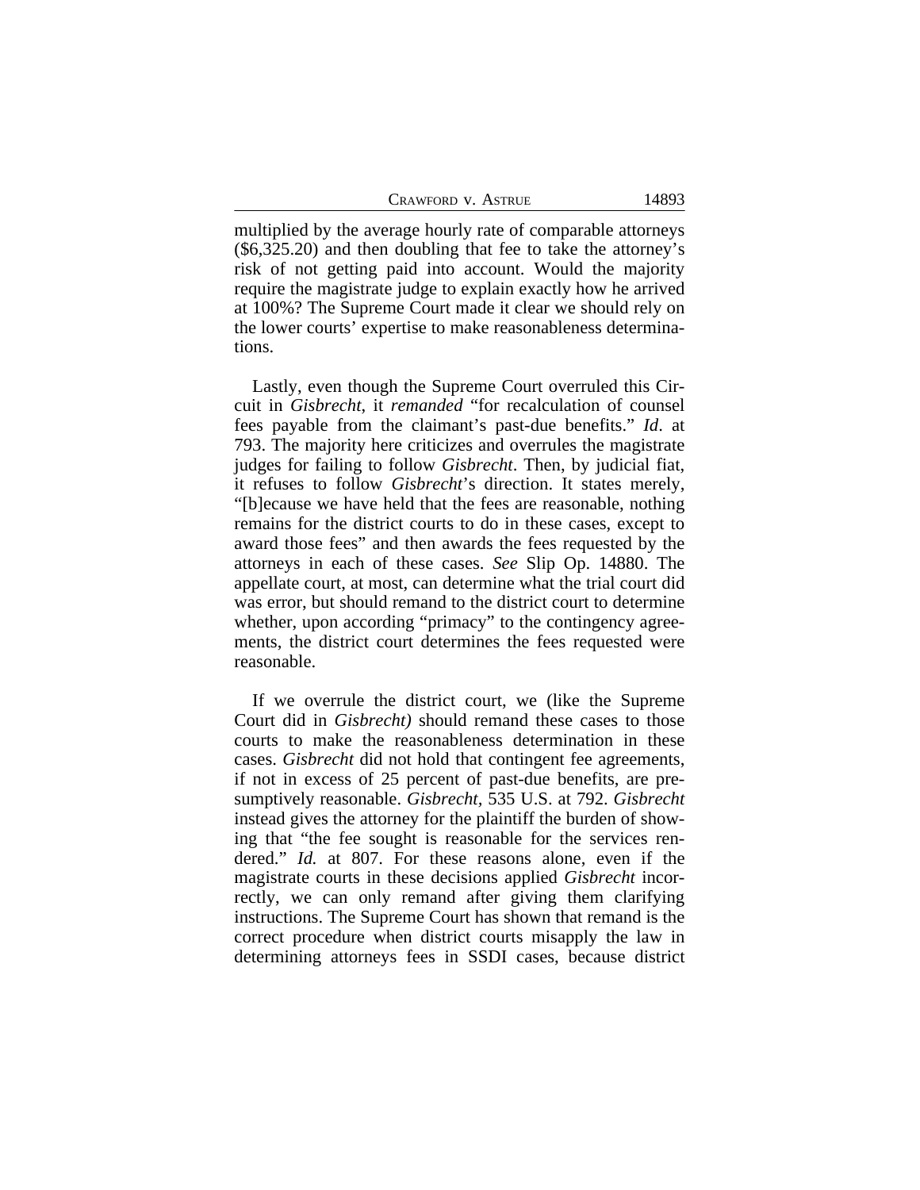multiplied by the average hourly rate of comparable attorneys ($6,325.20) and then doubling that fee to take the attorney's risk of not getting paid into account. Would the majority require the magistrate judge to explain exactly how he arrived at 100%? The Supreme Court made it clear we should rely on the lower courts' expertise to make reasonableness determinations.

Lastly, even though the Supreme Court overruled this Circuit in *Gisbrecht*, it *remanded* "for recalculation of counsel fees payable from the claimant's past-due benefits." *Id*. at 793. The majority here criticizes and overrules the magistrate judges for failing to follow *Gisbrecht*. Then, by judicial fiat, it refuses to follow *Gisbrecht*'s direction. It states merely, "[b]ecause we have held that the fees are reasonable, nothing remains for the district courts to do in these cases, except to award those fees" and then awards the fees requested by the attorneys in each of these cases. *See* Slip Op. 14880. The appellate court, at most, can determine what the trial court did was error, but should remand to the district court to determine whether, upon according "primacy" to the contingency agreements, the district court determines the fees requested were reasonable.

If we overrule the district court, we (like the Supreme Court did in *Gisbrecht)* should remand these cases to those courts to make the reasonableness determination in these cases. *Gisbrecht* did not hold that contingent fee agreements, if not in excess of 25 percent of past-due benefits, are presumptively reasonable. *Gisbrecht*, 535 U.S. at 792. *Gisbrecht* instead gives the attorney for the plaintiff the burden of showing that "the fee sought is reasonable for the services rendered." *Id.* at 807. For these reasons alone, even if the magistrate courts in these decisions applied *Gisbrecht* incorrectly, we can only remand after giving them clarifying instructions. The Supreme Court has shown that remand is the correct procedure when district courts misapply the law in determining attorneys fees in SSDI cases, because district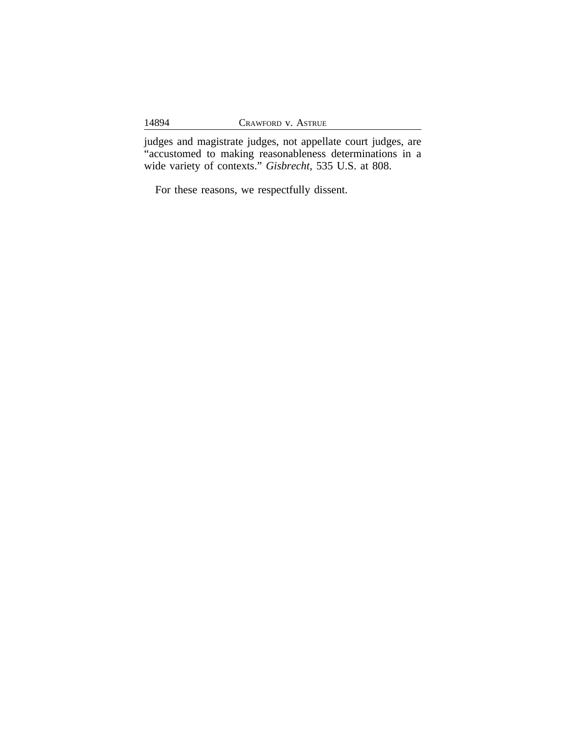judges and magistrate judges, not appellate court judges, are "accustomed to making reasonableness determinations in a wide variety of contexts." *Gisbrecht*, 535 U.S. at 808.

For these reasons, we respectfully dissent.